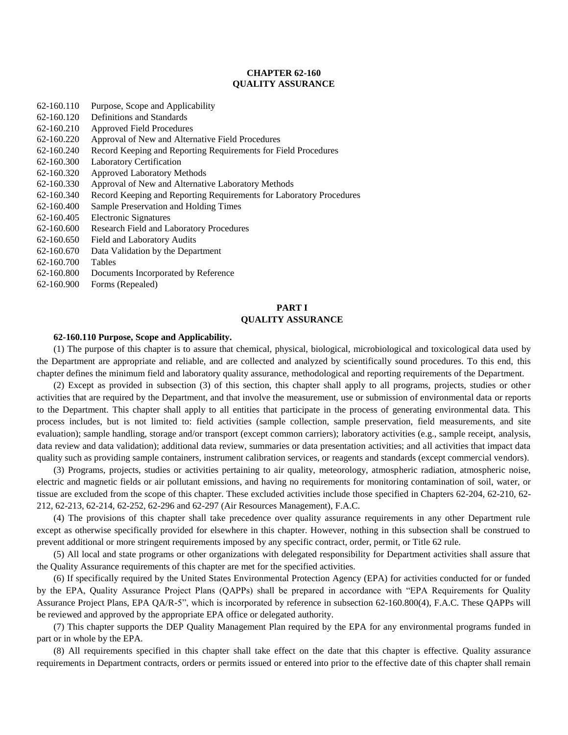# CHAPTER 62-160
# QUALITY ASSURANCE

62-160.110 Purpose, Scope and Applicability
62-160.120 Definitions and Standards
62-160.210 Approved Field Procedures
62-160.220 Approval of New and Alternative Field Procedures
62-160.240 Record Keeping and Reporting Requirements for Field Procedures
62-160.300 Laboratory Certification
62-160.320 Approved Laboratory Methods
62-160.330 Approval of New and Alternative Laboratory Methods
62-160.340 Record Keeping and Reporting Requirements for Laboratory Procedures
62-160.400 Sample Preservation and Holding Times
62-160.405 Electronic Signatures
62-160.600 Research Field and Laboratory Procedures
62-160.650 Field and Laboratory Audits
62-160.670 Data Validation by the Department
62-160.700 Tables
62-160.800 Documents Incorporated by Reference
62-160.900 Forms (Repealed)

## PART I
## QUALITY ASSURANCE

**62-160.110 Purpose, Scope and Applicability.**

(1) The purpose of this chapter is to assure that chemical, physical, biological, microbiological and toxicological data used by the Department are appropriate and reliable, and are collected and analyzed by scientifically sound procedures. To this end, this chapter defines the minimum field and laboratory quality assurance, methodological and reporting requirements of the Department.

(2) Except as provided in subsection (3) of this section, this chapter shall apply to all programs, projects, studies or other activities that are required by the Department, and that involve the measurement, use or submission of environmental data or reports to the Department. This chapter shall apply to all entities that participate in the process of generating environmental data. This process includes, but is not limited to: field activities (sample collection, sample preservation, field measurements, and site evaluation); sample handling, storage and/or transport (except common carriers); laboratory activities (e.g., sample receipt, analysis, data review and data validation); additional data review, summaries or data presentation activities; and all activities that impact data quality such as providing sample containers, instrument calibration services, or reagents and standards (except commercial vendors).

(3) Programs, projects, studies or activities pertaining to air quality, meteorology, atmospheric radiation, atmospheric noise, electric and magnetic fields or air pollutant emissions, and having no requirements for monitoring contamination of soil, water, or tissue are excluded from the scope of this chapter. These excluded activities include those specified in Chapters 62-204, 62-210, 62-212, 62-213, 62-214, 62-252, 62-296 and 62-297 (Air Resources Management), F.A.C.

(4) The provisions of this chapter shall take precedence over quality assurance requirements in any other Department rule except as otherwise specifically provided for elsewhere in this chapter. However, nothing in this subsection shall be construed to prevent additional or more stringent requirements imposed by any specific contract, order, permit, or Title 62 rule.

(5) All local and state programs or other organizations with delegated responsibility for Department activities shall assure that the Quality Assurance requirements of this chapter are met for the specified activities.

(6) If specifically required by the United States Environmental Protection Agency (EPA) for activities conducted for or funded by the EPA, Quality Assurance Project Plans (QAPPs) shall be prepared in accordance with "EPA Requirements for Quality Assurance Project Plans, EPA QA/R-5", which is incorporated by reference in subsection 62-160.800(4), F.A.C. These QAPPs will be reviewed and approved by the appropriate EPA office or delegated authority.

(7) This chapter supports the DEP Quality Management Plan required by the EPA for any environmental programs funded in part or in whole by the EPA.

(8) All requirements specified in this chapter shall take effect on the date that this chapter is effective. Quality assurance requirements in Department contracts, orders or permits issued or entered into prior to the effective date of this chapter shall remain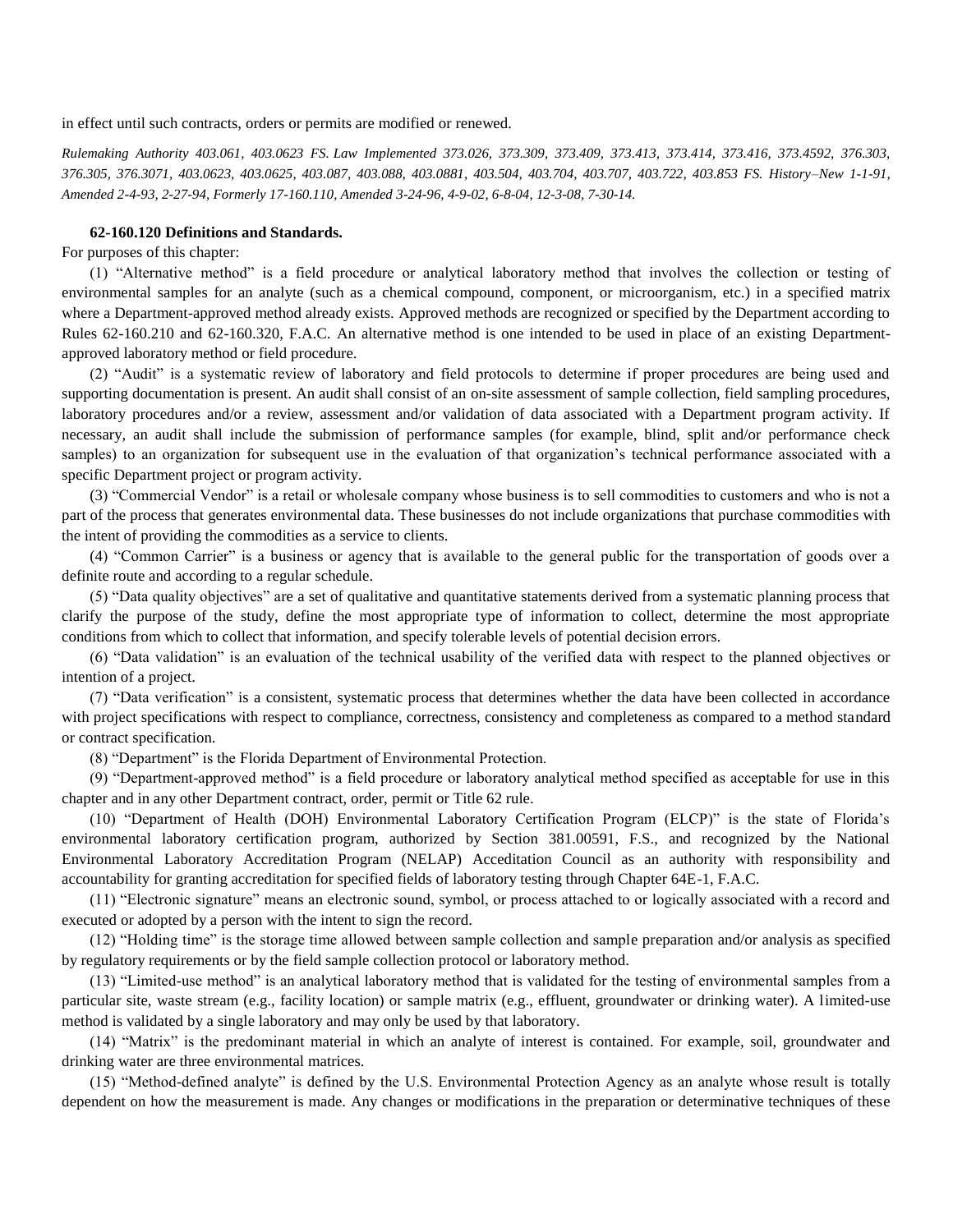in effect until such contracts, orders or permits are modified or renewed.

*Rulemaking Authority 403.061, 403.0623 FS. Law Implemented 373.026, 373.309, 373.409, 373.413, 373.414, 373.416, 373.4592, 376.303, 376.305, 376.3071, 403.0623, 403.0625, 403.087, 403.088, 403.0881, 403.504, 403.704, 403.707, 403.722, 403.853 FS. History–New 1-1-91, Amended 2-4-93, 2-27-94, Formerly 17-160.110, Amended 3-24-96, 4-9-02, 6-8-04, 12-3-08, 7-30-14.*

**62-160.120 Definitions and Standards.**

For purposes of this chapter:

(1) "Alternative method" is a field procedure or analytical laboratory method that involves the collection or testing of environmental samples for an analyte (such as a chemical compound, component, or microorganism, etc.) in a specified matrix where a Department-approved method already exists. Approved methods are recognized or specified by the Department according to Rules 62-160.210 and 62-160.320, F.A.C. An alternative method is one intended to be used in place of an existing Department-approved laboratory method or field procedure.

(2) "Audit" is a systematic review of laboratory and field protocols to determine if proper procedures are being used and supporting documentation is present. An audit shall consist of an on-site assessment of sample collection, field sampling procedures, laboratory procedures and/or a review, assessment and/or validation of data associated with a Department program activity. If necessary, an audit shall include the submission of performance samples (for example, blind, split and/or performance check samples) to an organization for subsequent use in the evaluation of that organization's technical performance associated with a specific Department project or program activity.

(3) "Commercial Vendor" is a retail or wholesale company whose business is to sell commodities to customers and who is not a part of the process that generates environmental data. These businesses do not include organizations that purchase commodities with the intent of providing the commodities as a service to clients.

(4) "Common Carrier" is a business or agency that is available to the general public for the transportation of goods over a definite route and according to a regular schedule.

(5) "Data quality objectives" are a set of qualitative and quantitative statements derived from a systematic planning process that clarify the purpose of the study, define the most appropriate type of information to collect, determine the most appropriate conditions from which to collect that information, and specify tolerable levels of potential decision errors.

(6) "Data validation" is an evaluation of the technical usability of the verified data with respect to the planned objectives or intention of a project.

(7) "Data verification" is a consistent, systematic process that determines whether the data have been collected in accordance with project specifications with respect to compliance, correctness, consistency and completeness as compared to a method standard or contract specification.

(8) "Department" is the Florida Department of Environmental Protection.

(9) "Department-approved method" is a field procedure or laboratory analytical method specified as acceptable for use in this chapter and in any other Department contract, order, permit or Title 62 rule.

(10) "Department of Health (DOH) Environmental Laboratory Certification Program (ELCP)" is the state of Florida's environmental laboratory certification program, authorized by Section 381.00591, F.S., and recognized by the National Environmental Laboratory Accreditation Program (NELAP) Acceditation Council as an authority with responsibility and accountability for granting accreditation for specified fields of laboratory testing through Chapter 64E-1, F.A.C.

(11) "Electronic signature" means an electronic sound, symbol, or process attached to or logically associated with a record and executed or adopted by a person with the intent to sign the record.

(12) "Holding time" is the storage time allowed between sample collection and sample preparation and/or analysis as specified by regulatory requirements or by the field sample collection protocol or laboratory method.

(13) "Limited-use method" is an analytical laboratory method that is validated for the testing of environmental samples from a particular site, waste stream (e.g., facility location) or sample matrix (e.g., effluent, groundwater or drinking water). A limited-use method is validated by a single laboratory and may only be used by that laboratory.

(14) "Matrix" is the predominant material in which an analyte of interest is contained. For example, soil, groundwater and drinking water are three environmental matrices.

(15) "Method-defined analyte" is defined by the U.S. Environmental Protection Agency as an analyte whose result is totally dependent on how the measurement is made. Any changes or modifications in the preparation or determinative techniques of these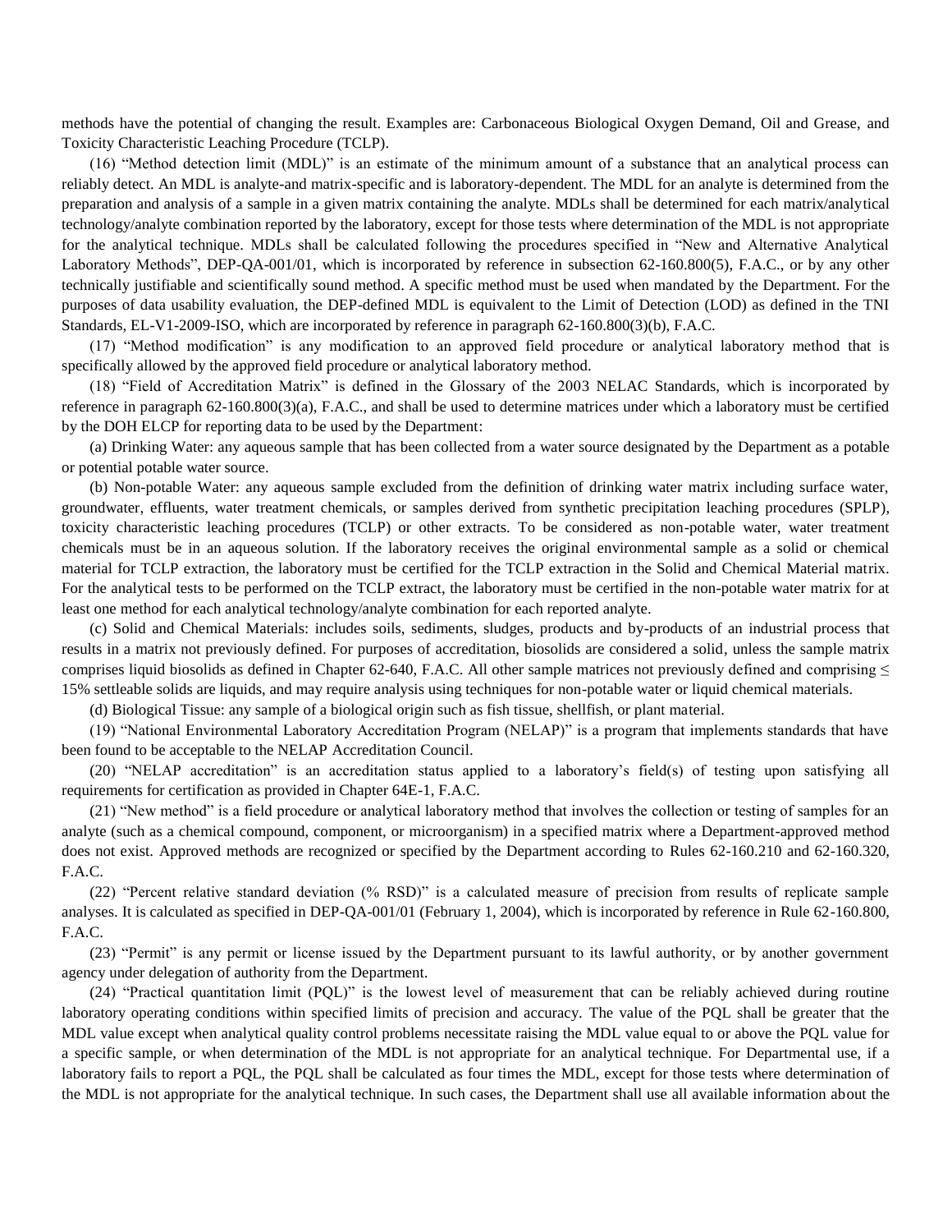methods have the potential of changing the result. Examples are: Carbonaceous Biological Oxygen Demand, Oil and Grease, and Toxicity Characteristic Leaching Procedure (TCLP).

(16) "Method detection limit (MDL)" is an estimate of the minimum amount of a substance that an analytical process can reliably detect. An MDL is analyte-and matrix-specific and is laboratory-dependent. The MDL for an analyte is determined from the preparation and analysis of a sample in a given matrix containing the analyte. MDLs shall be determined for each matrix/analytical technology/analyte combination reported by the laboratory, except for those tests where determination of the MDL is not appropriate for the analytical technique. MDLs shall be calculated following the procedures specified in "New and Alternative Analytical Laboratory Methods", DEP-QA-001/01, which is incorporated by reference in subsection 62-160.800(5), F.A.C., or by any other technically justifiable and scientifically sound method. A specific method must be used when mandated by the Department. For the purposes of data usability evaluation, the DEP-defined MDL is equivalent to the Limit of Detection (LOD) as defined in the TNI Standards, EL-V1-2009-ISO, which are incorporated by reference in paragraph 62-160.800(3)(b), F.A.C.

(17) "Method modification" is any modification to an approved field procedure or analytical laboratory method that is specifically allowed by the approved field procedure or analytical laboratory method.

(18) "Field of Accreditation Matrix" is defined in the Glossary of the 2003 NELAC Standards, which is incorporated by reference in paragraph 62-160.800(3)(a), F.A.C., and shall be used to determine matrices under which a laboratory must be certified by the DOH ELCP for reporting data to be used by the Department:

(a) Drinking Water: any aqueous sample that has been collected from a water source designated by the Department as a potable or potential potable water source.

(b) Non-potable Water: any aqueous sample excluded from the definition of drinking water matrix including surface water, groundwater, effluents, water treatment chemicals, or samples derived from synthetic precipitation leaching procedures (SPLP), toxicity characteristic leaching procedures (TCLP) or other extracts. To be considered as non-potable water, water treatment chemicals must be in an aqueous solution. If the laboratory receives the original environmental sample as a solid or chemical material for TCLP extraction, the laboratory must be certified for the TCLP extraction in the Solid and Chemical Material matrix. For the analytical tests to be performed on the TCLP extract, the laboratory must be certified in the non-potable water matrix for at least one method for each analytical technology/analyte combination for each reported analyte.

(c) Solid and Chemical Materials: includes soils, sediments, sludges, products and by-products of an industrial process that results in a matrix not previously defined. For purposes of accreditation, biosolids are considered a solid, unless the sample matrix comprises liquid biosolids as defined in Chapter 62-640, F.A.C. All other sample matrices not previously defined and comprising ≤ 15% settleable solids are liquids, and may require analysis using techniques for non-potable water or liquid chemical materials.

(d) Biological Tissue: any sample of a biological origin such as fish tissue, shellfish, or plant material.

(19) "National Environmental Laboratory Accreditation Program (NELAP)" is a program that implements standards that have been found to be acceptable to the NELAP Accreditation Council.

(20) "NELAP accreditation" is an accreditation status applied to a laboratory's field(s) of testing upon satisfying all requirements for certification as provided in Chapter 64E-1, F.A.C.

(21) "New method" is a field procedure or analytical laboratory method that involves the collection or testing of samples for an analyte (such as a chemical compound, component, or microorganism) in a specified matrix where a Department-approved method does not exist. Approved methods are recognized or specified by the Department according to Rules 62-160.210 and 62-160.320, F.A.C.

(22) "Percent relative standard deviation (% RSD)" is a calculated measure of precision from results of replicate sample analyses. It is calculated as specified in DEP-QA-001/01 (February 1, 2004), which is incorporated by reference in Rule 62-160.800, F.A.C.

(23) "Permit" is any permit or license issued by the Department pursuant to its lawful authority, or by another government agency under delegation of authority from the Department.

(24) "Practical quantitation limit (PQL)" is the lowest level of measurement that can be reliably achieved during routine laboratory operating conditions within specified limits of precision and accuracy. The value of the PQL shall be greater that the MDL value except when analytical quality control problems necessitate raising the MDL value equal to or above the PQL value for a specific sample, or when determination of the MDL is not appropriate for an analytical technique. For Departmental use, if a laboratory fails to report a PQL, the PQL shall be calculated as four times the MDL, except for those tests where determination of the MDL is not appropriate for the analytical technique. In such cases, the Department shall use all available information about the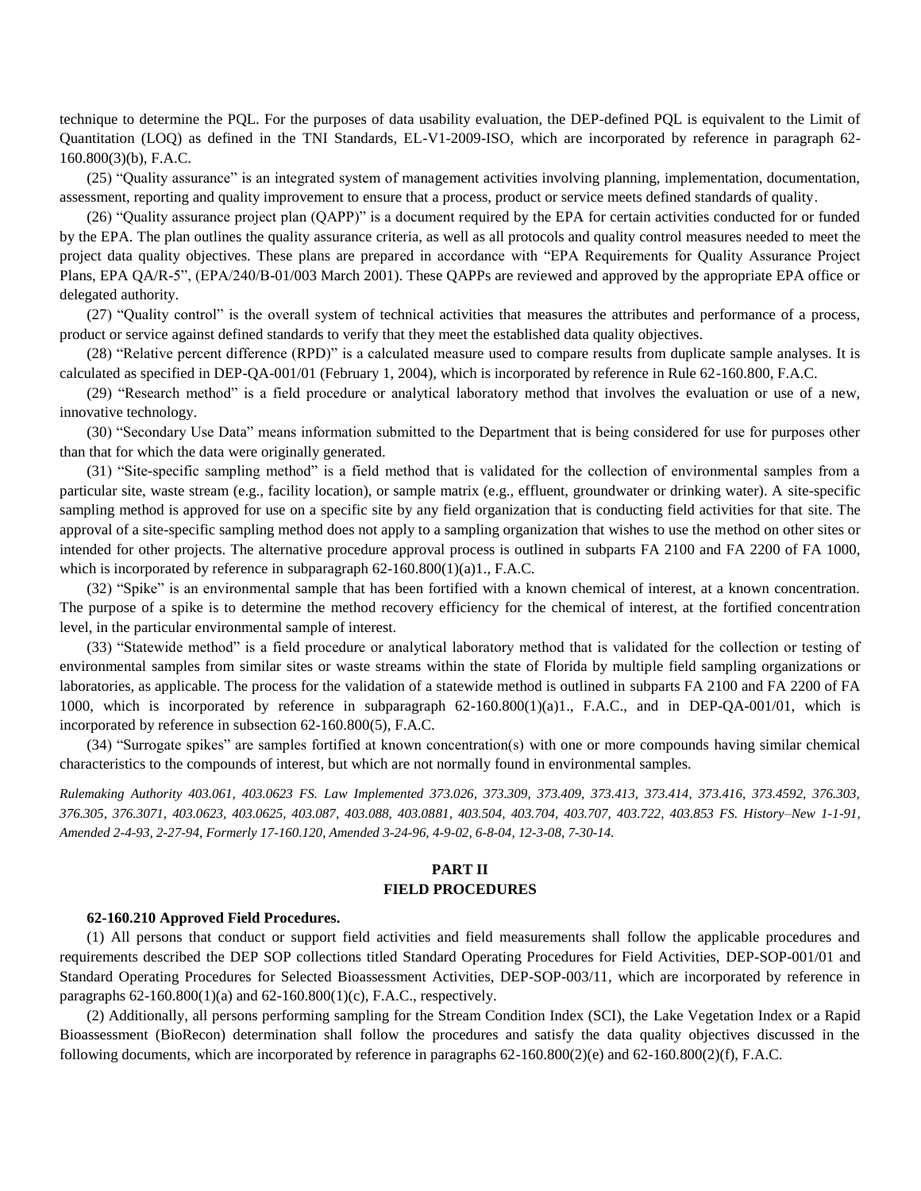technique to determine the PQL. For the purposes of data usability evaluation, the DEP-defined PQL is equivalent to the Limit of Quantitation (LOQ) as defined in the TNI Standards, EL-V1-2009-ISO, which are incorporated by reference in paragraph 62-160.800(3)(b), F.A.C.

(25) "Quality assurance" is an integrated system of management activities involving planning, implementation, documentation, assessment, reporting and quality improvement to ensure that a process, product or service meets defined standards of quality.

(26) "Quality assurance project plan (QAPP)" is a document required by the EPA for certain activities conducted for or funded by the EPA. The plan outlines the quality assurance criteria, as well as all protocols and quality control measures needed to meet the project data quality objectives. These plans are prepared in accordance with "EPA Requirements for Quality Assurance Project Plans, EPA QA/R-5", (EPA/240/B-01/003 March 2001). These QAPPs are reviewed and approved by the appropriate EPA office or delegated authority.

(27) "Quality control" is the overall system of technical activities that measures the attributes and performance of a process, product or service against defined standards to verify that they meet the established data quality objectives.

(28) "Relative percent difference (RPD)" is a calculated measure used to compare results from duplicate sample analyses. It is calculated as specified in DEP-QA-001/01 (February 1, 2004), which is incorporated by reference in Rule 62-160.800, F.A.C.

(29) "Research method" is a field procedure or analytical laboratory method that involves the evaluation or use of a new, innovative technology.

(30) "Secondary Use Data" means information submitted to the Department that is being considered for use for purposes other than that for which the data were originally generated.

(31) "Site-specific sampling method" is a field method that is validated for the collection of environmental samples from a particular site, waste stream (e.g., facility location), or sample matrix (e.g., effluent, groundwater or drinking water). A site-specific sampling method is approved for use on a specific site by any field organization that is conducting field activities for that site. The approval of a site-specific sampling method does not apply to a sampling organization that wishes to use the method on other sites or intended for other projects. The alternative procedure approval process is outlined in subparts FA 2100 and FA 2200 of FA 1000, which is incorporated by reference in subparagraph 62-160.800(1)(a)1., F.A.C.

(32) "Spike" is an environmental sample that has been fortified with a known chemical of interest, at a known concentration. The purpose of a spike is to determine the method recovery efficiency for the chemical of interest, at the fortified concentration level, in the particular environmental sample of interest.

(33) "Statewide method" is a field procedure or analytical laboratory method that is validated for the collection or testing of environmental samples from similar sites or waste streams within the state of Florida by multiple field sampling organizations or laboratories, as applicable. The process for the validation of a statewide method is outlined in subparts FA 2100 and FA 2200 of FA 1000, which is incorporated by reference in subparagraph 62-160.800(1)(a)1., F.A.C., and in DEP-QA-001/01, which is incorporated by reference in subsection 62-160.800(5), F.A.C.

(34) "Surrogate spikes" are samples fortified at known concentration(s) with one or more compounds having similar chemical characteristics to the compounds of interest, but which are not normally found in environmental samples.

*Rulemaking Authority 403.061, 403.0623 FS. Law Implemented 373.026, 373.309, 373.409, 373.413, 373.414, 373.416, 373.4592, 376.303, 376.305, 376.3071, 403.0623, 403.0625, 403.087, 403.088, 403.0881, 403.504, 403.704, 403.707, 403.722, 403.853 FS. History–New 1-1-91, Amended 2-4-93, 2-27-94, Formerly 17-160.120, Amended 3-24-96, 4-9-02, 6-8-04, 12-3-08, 7-30-14.*

## PART II
## FIELD PROCEDURES

**62-160.210 Approved Field Procedures.**

(1) All persons that conduct or support field activities and field measurements shall follow the applicable procedures and requirements described the DEP SOP collections titled Standard Operating Procedures for Field Activities, DEP-SOP-001/01 and Standard Operating Procedures for Selected Bioassessment Activities, DEP-SOP-003/11, which are incorporated by reference in paragraphs 62-160.800(1)(a) and 62-160.800(1)(c), F.A.C., respectively.

(2) Additionally, all persons performing sampling for the Stream Condition Index (SCI), the Lake Vegetation Index or a Rapid Bioassessment (BioRecon) determination shall follow the procedures and satisfy the data quality objectives discussed in the following documents, which are incorporated by reference in paragraphs 62-160.800(2)(e) and 62-160.800(2)(f), F.A.C.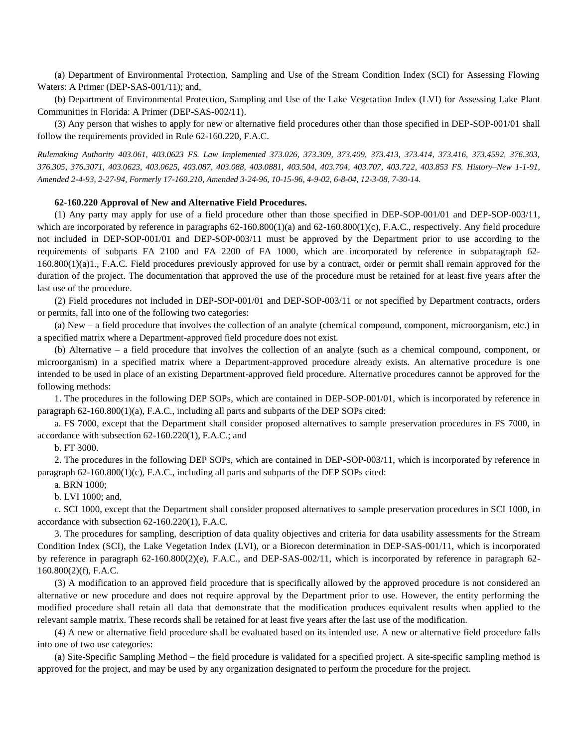(a) Department of Environmental Protection, Sampling and Use of the Stream Condition Index (SCI) for Assessing Flowing Waters: A Primer (DEP-SAS-001/11); and,

(b) Department of Environmental Protection, Sampling and Use of the Lake Vegetation Index (LVI) for Assessing Lake Plant Communities in Florida: A Primer (DEP-SAS-002/11).

(3) Any person that wishes to apply for new or alternative field procedures other than those specified in DEP-SOP-001/01 shall follow the requirements provided in Rule 62-160.220, F.A.C.

*Rulemaking Authority 403.061, 403.0623 FS. Law Implemented 373.026, 373.309, 373.409, 373.413, 373.414, 373.416, 373.4592, 376.303, 376.305, 376.3071, 403.0623, 403.0625, 403.087, 403.088, 403.0881, 403.504, 403.704, 403.707, 403.722, 403.853 FS. History–New 1-1-91, Amended 2-4-93, 2-27-94, Formerly 17-160.210, Amended 3-24-96, 10-15-96, 4-9-02, 6-8-04, 12-3-08, 7-30-14.*

**62-160.220 Approval of New and Alternative Field Procedures.**

(1) Any party may apply for use of a field procedure other than those specified in DEP-SOP-001/01 and DEP-SOP-003/11, which are incorporated by reference in paragraphs 62-160.800(1)(a) and 62-160.800(1)(c), F.A.C., respectively. Any field procedure not included in DEP-SOP-001/01 and DEP-SOP-003/11 must be approved by the Department prior to use according to the requirements of subparts FA 2100 and FA 2200 of FA 1000, which are incorporated by reference in subparagraph 62-160.800(1)(a)1., F.A.C. Field procedures previously approved for use by a contract, order or permit shall remain approved for the duration of the project. The documentation that approved the use of the procedure must be retained for at least five years after the last use of the procedure.

(2) Field procedures not included in DEP-SOP-001/01 and DEP-SOP-003/11 or not specified by Department contracts, orders or permits, fall into one of the following two categories:

(a) New – a field procedure that involves the collection of an analyte (chemical compound, component, microorganism, etc.) in a specified matrix where a Department-approved field procedure does not exist.

(b) Alternative – a field procedure that involves the collection of an analyte (such as a chemical compound, component, or microorganism) in a specified matrix where a Department-approved procedure already exists. An alternative procedure is one intended to be used in place of an existing Department-approved field procedure. Alternative procedures cannot be approved for the following methods:

1. The procedures in the following DEP SOPs, which are contained in DEP-SOP-001/01, which is incorporated by reference in paragraph 62-160.800(1)(a), F.A.C., including all parts and subparts of the DEP SOPs cited:

a. FS 7000, except that the Department shall consider proposed alternatives to sample preservation procedures in FS 7000, in accordance with subsection 62-160.220(1), F.A.C.; and

b. FT 3000.

2. The procedures in the following DEP SOPs, which are contained in DEP-SOP-003/11, which is incorporated by reference in paragraph 62-160.800(1)(c), F.A.C., including all parts and subparts of the DEP SOPs cited:

a. BRN 1000;

b. LVI 1000; and,

c. SCI 1000, except that the Department shall consider proposed alternatives to sample preservation procedures in SCI 1000, in accordance with subsection 62-160.220(1), F.A.C.

3. The procedures for sampling, description of data quality objectives and criteria for data usability assessments for the Stream Condition Index (SCI), the Lake Vegetation Index (LVI), or a Biorecon determination in DEP-SAS-001/11, which is incorporated by reference in paragraph 62-160.800(2)(e), F.A.C., and DEP-SAS-002/11, which is incorporated by reference in paragraph 62-160.800(2)(f), F.A.C.

(3) A modification to an approved field procedure that is specifically allowed by the approved procedure is not considered an alternative or new procedure and does not require approval by the Department prior to use. However, the entity performing the modified procedure shall retain all data that demonstrate that the modification produces equivalent results when applied to the relevant sample matrix. These records shall be retained for at least five years after the last use of the modification.

(4) A new or alternative field procedure shall be evaluated based on its intended use. A new or alternative field procedure falls into one of two use categories:

(a) Site-Specific Sampling Method – the field procedure is validated for a specified project. A site-specific sampling method is approved for the project, and may be used by any organization designated to perform the procedure for the project.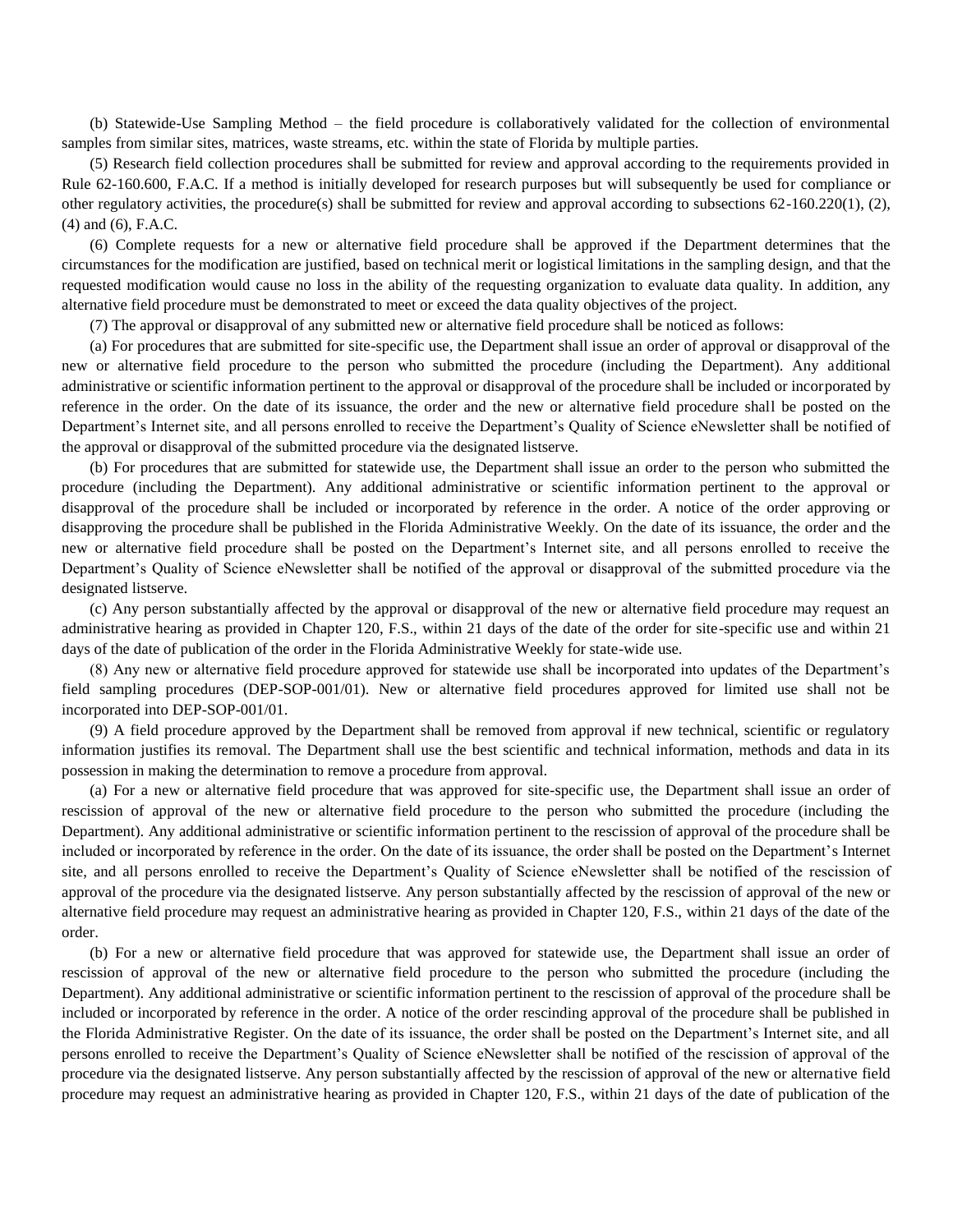(b) Statewide-Use Sampling Method – the field procedure is collaboratively validated for the collection of environmental samples from similar sites, matrices, waste streams, etc. within the state of Florida by multiple parties.

(5) Research field collection procedures shall be submitted for review and approval according to the requirements provided in Rule 62-160.600, F.A.C. If a method is initially developed for research purposes but will subsequently be used for compliance or other regulatory activities, the procedure(s) shall be submitted for review and approval according to subsections 62-160.220(1), (2), (4) and (6), F.A.C.

(6) Complete requests for a new or alternative field procedure shall be approved if the Department determines that the circumstances for the modification are justified, based on technical merit or logistical limitations in the sampling design, and that the requested modification would cause no loss in the ability of the requesting organization to evaluate data quality. In addition, any alternative field procedure must be demonstrated to meet or exceed the data quality objectives of the project.

(7) The approval or disapproval of any submitted new or alternative field procedure shall be noticed as follows:

(a) For procedures that are submitted for site-specific use, the Department shall issue an order of approval or disapproval of the new or alternative field procedure to the person who submitted the procedure (including the Department). Any additional administrative or scientific information pertinent to the approval or disapproval of the procedure shall be included or incorporated by reference in the order. On the date of its issuance, the order and the new or alternative field procedure shall be posted on the Department's Internet site, and all persons enrolled to receive the Department's Quality of Science eNewsletter shall be notified of the approval or disapproval of the submitted procedure via the designated listserve.

(b) For procedures that are submitted for statewide use, the Department shall issue an order to the person who submitted the procedure (including the Department). Any additional administrative or scientific information pertinent to the approval or disapproval of the procedure shall be included or incorporated by reference in the order. A notice of the order approving or disapproving the procedure shall be published in the Florida Administrative Weekly. On the date of its issuance, the order and the new or alternative field procedure shall be posted on the Department's Internet site, and all persons enrolled to receive the Department's Quality of Science eNewsletter shall be notified of the approval or disapproval of the submitted procedure via the designated listserve.

(c) Any person substantially affected by the approval or disapproval of the new or alternative field procedure may request an administrative hearing as provided in Chapter 120, F.S., within 21 days of the date of the order for site-specific use and within 21 days of the date of publication of the order in the Florida Administrative Weekly for state-wide use.

(8) Any new or alternative field procedure approved for statewide use shall be incorporated into updates of the Department's field sampling procedures (DEP-SOP-001/01). New or alternative field procedures approved for limited use shall not be incorporated into DEP-SOP-001/01.

(9) A field procedure approved by the Department shall be removed from approval if new technical, scientific or regulatory information justifies its removal. The Department shall use the best scientific and technical information, methods and data in its possession in making the determination to remove a procedure from approval.

(a) For a new or alternative field procedure that was approved for site-specific use, the Department shall issue an order of rescission of approval of the new or alternative field procedure to the person who submitted the procedure (including the Department). Any additional administrative or scientific information pertinent to the rescission of approval of the procedure shall be included or incorporated by reference in the order. On the date of its issuance, the order shall be posted on the Department's Internet site, and all persons enrolled to receive the Department's Quality of Science eNewsletter shall be notified of the rescission of approval of the procedure via the designated listserve. Any person substantially affected by the rescission of approval of the new or alternative field procedure may request an administrative hearing as provided in Chapter 120, F.S., within 21 days of the date of the order.

(b) For a new or alternative field procedure that was approved for statewide use, the Department shall issue an order of rescission of approval of the new or alternative field procedure to the person who submitted the procedure (including the Department). Any additional administrative or scientific information pertinent to the rescission of approval of the procedure shall be included or incorporated by reference in the order. A notice of the order rescinding approval of the procedure shall be published in the Florida Administrative Register. On the date of its issuance, the order shall be posted on the Department's Internet site, and all persons enrolled to receive the Department's Quality of Science eNewsletter shall be notified of the rescission of approval of the procedure via the designated listserve. Any person substantially affected by the rescission of approval of the new or alternative field procedure may request an administrative hearing as provided in Chapter 120, F.S., within 21 days of the date of publication of the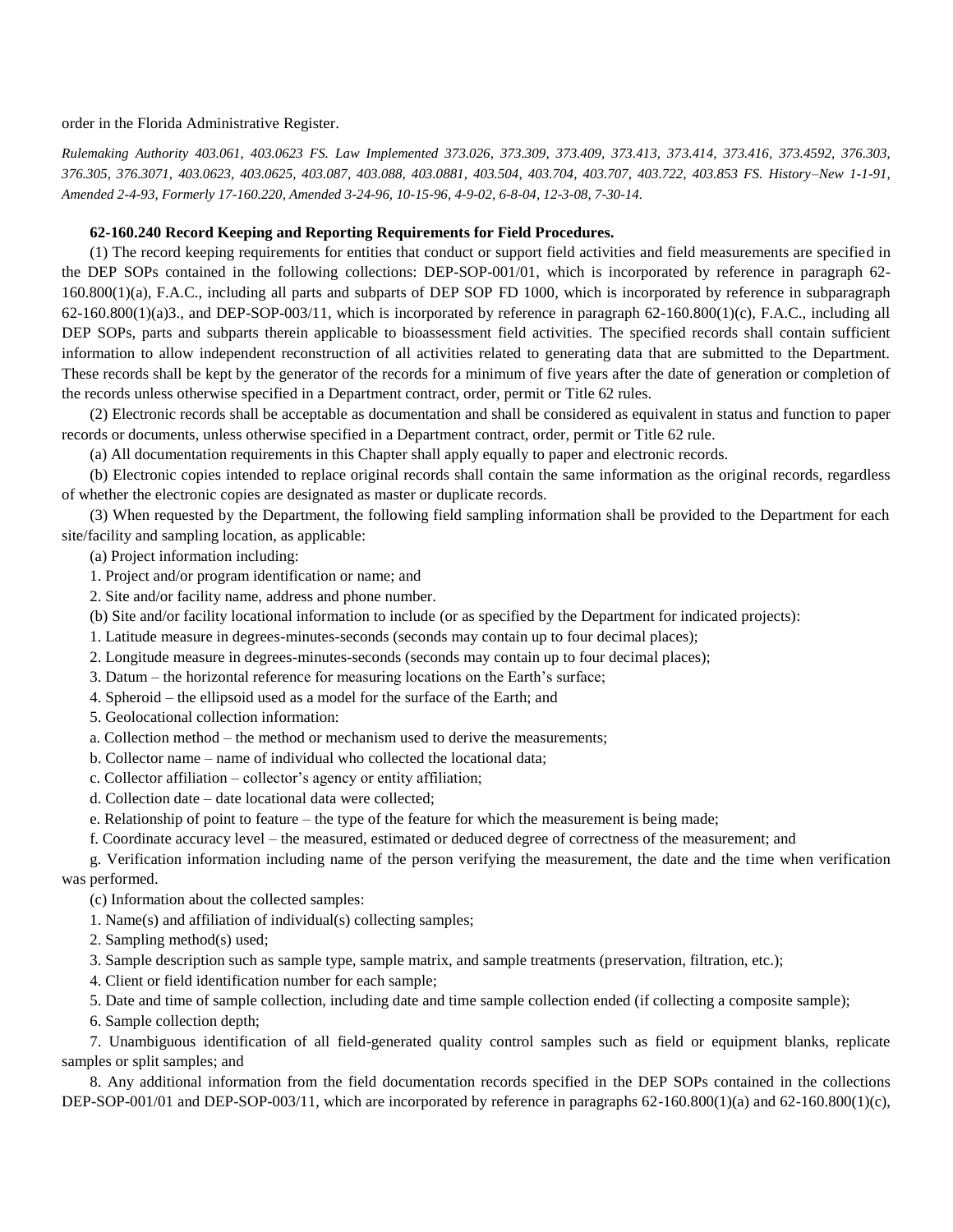order in the Florida Administrative Register.

*Rulemaking Authority 403.061, 403.0623 FS. Law Implemented 373.026, 373.309, 373.409, 373.413, 373.414, 373.416, 373.4592, 376.303, 376.305, 376.3071, 403.0623, 403.0625, 403.087, 403.088, 403.0881, 403.504, 403.704, 403.707, 403.722, 403.853 FS. History–New 1-1-91, Amended 2-4-93, Formerly 17-160.220, Amended 3-24-96, 10-15-96, 4-9-02, 6-8-04, 12-3-08, 7-30-14.*

**62-160.240 Record Keeping and Reporting Requirements for Field Procedures.**

(1) The record keeping requirements for entities that conduct or support field activities and field measurements are specified in the DEP SOPs contained in the following collections: DEP-SOP-001/01, which is incorporated by reference in paragraph 62-160.800(1)(a), F.A.C., including all parts and subparts of DEP SOP FD 1000, which is incorporated by reference in subparagraph 62-160.800(1)(a)3., and DEP-SOP-003/11, which is incorporated by reference in paragraph 62-160.800(1)(c), F.A.C., including all DEP SOPs, parts and subparts therein applicable to bioassessment field activities. The specified records shall contain sufficient information to allow independent reconstruction of all activities related to generating data that are submitted to the Department. These records shall be kept by the generator of the records for a minimum of five years after the date of generation or completion of the records unless otherwise specified in a Department contract, order, permit or Title 62 rules.

(2) Electronic records shall be acceptable as documentation and shall be considered as equivalent in status and function to paper records or documents, unless otherwise specified in a Department contract, order, permit or Title 62 rule.

(a) All documentation requirements in this Chapter shall apply equally to paper and electronic records.

(b) Electronic copies intended to replace original records shall contain the same information as the original records, regardless of whether the electronic copies are designated as master or duplicate records.

(3) When requested by the Department, the following field sampling information shall be provided to the Department for each site/facility and sampling location, as applicable:

(a) Project information including:

1. Project and/or program identification or name; and

2. Site and/or facility name, address and phone number.

(b) Site and/or facility locational information to include (or as specified by the Department for indicated projects):

1. Latitude measure in degrees-minutes-seconds (seconds may contain up to four decimal places);

2. Longitude measure in degrees-minutes-seconds (seconds may contain up to four decimal places);

3. Datum – the horizontal reference for measuring locations on the Earth's surface;

4. Spheroid – the ellipsoid used as a model for the surface of the Earth; and

5. Geolocational collection information:

a. Collection method – the method or mechanism used to derive the measurements;

b. Collector name – name of individual who collected the locational data;

c. Collector affiliation – collector's agency or entity affiliation;

d. Collection date – date locational data were collected;

e. Relationship of point to feature – the type of the feature for which the measurement is being made;

f. Coordinate accuracy level – the measured, estimated or deduced degree of correctness of the measurement; and

g. Verification information including name of the person verifying the measurement, the date and the time when verification was performed.

(c) Information about the collected samples:

1. Name(s) and affiliation of individual(s) collecting samples;

2. Sampling method(s) used;

3. Sample description such as sample type, sample matrix, and sample treatments (preservation, filtration, etc.);

4. Client or field identification number for each sample;

5. Date and time of sample collection, including date and time sample collection ended (if collecting a composite sample);

6. Sample collection depth;

7. Unambiguous identification of all field-generated quality control samples such as field or equipment blanks, replicate samples or split samples; and

8. Any additional information from the field documentation records specified in the DEP SOPs contained in the collections DEP-SOP-001/01 and DEP-SOP-003/11, which are incorporated by reference in paragraphs 62-160.800(1)(a) and 62-160.800(1)(c),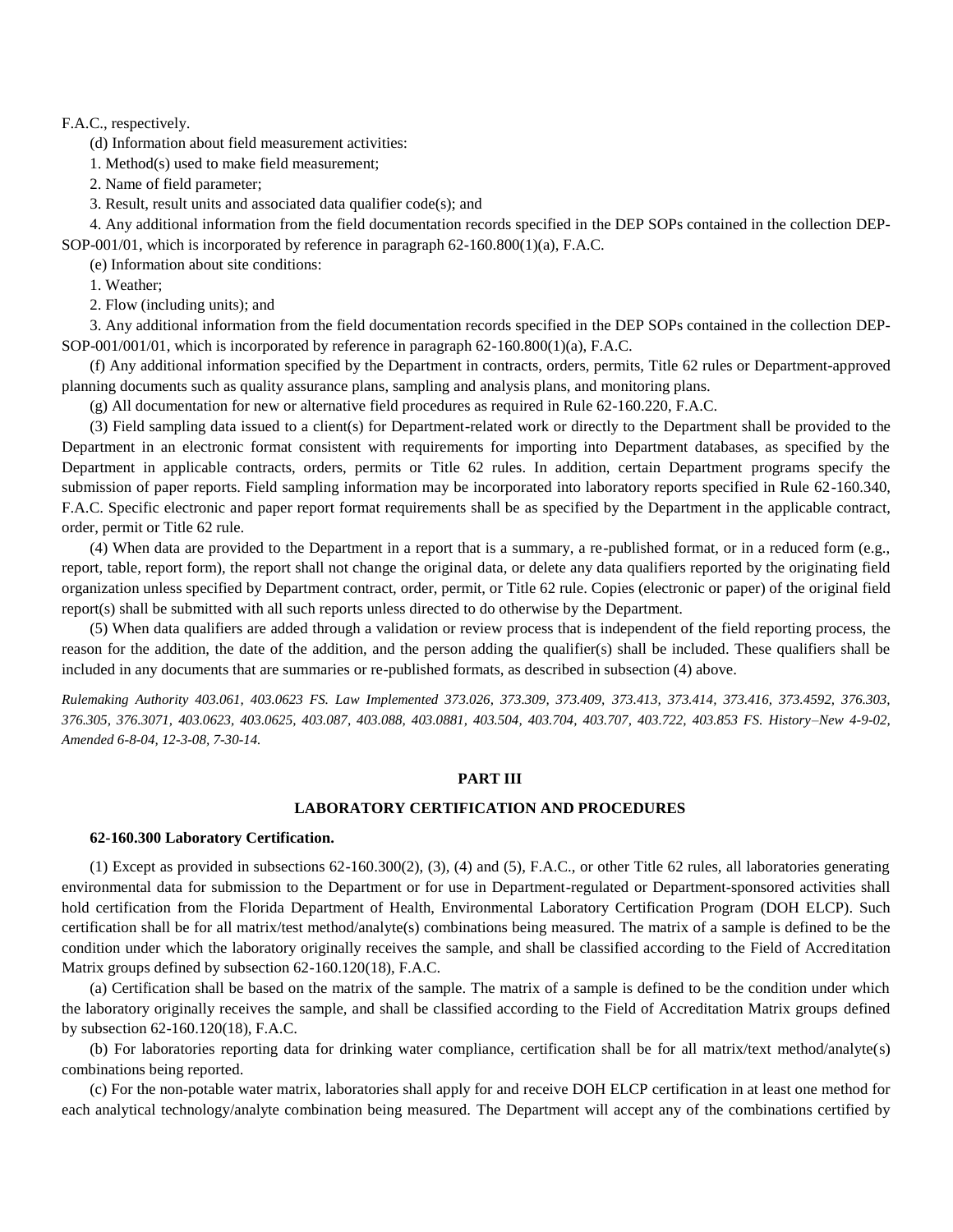F.A.C., respectively.

(d) Information about field measurement activities:

1. Method(s) used to make field measurement;

2. Name of field parameter;

3. Result, result units and associated data qualifier code(s); and

4. Any additional information from the field documentation records specified in the DEP SOPs contained in the collection DEP-SOP-001/01, which is incorporated by reference in paragraph 62-160.800(1)(a), F.A.C.

(e) Information about site conditions:

1. Weather;

2. Flow (including units); and

3. Any additional information from the field documentation records specified in the DEP SOPs contained in the collection DEP-SOP-001/001/01, which is incorporated by reference in paragraph 62-160.800(1)(a), F.A.C.

(f) Any additional information specified by the Department in contracts, orders, permits, Title 62 rules or Department-approved planning documents such as quality assurance plans, sampling and analysis plans, and monitoring plans.

(g) All documentation for new or alternative field procedures as required in Rule 62-160.220, F.A.C.

(3) Field sampling data issued to a client(s) for Department-related work or directly to the Department shall be provided to the Department in an electronic format consistent with requirements for importing into Department databases, as specified by the Department in applicable contracts, orders, permits or Title 62 rules. In addition, certain Department programs specify the submission of paper reports. Field sampling information may be incorporated into laboratory reports specified in Rule 62-160.340, F.A.C. Specific electronic and paper report format requirements shall be as specified by the Department in the applicable contract, order, permit or Title 62 rule.

(4) When data are provided to the Department in a report that is a summary, a re-published format, or in a reduced form (e.g., report, table, report form), the report shall not change the original data, or delete any data qualifiers reported by the originating field organization unless specified by Department contract, order, permit, or Title 62 rule. Copies (electronic or paper) of the original field report(s) shall be submitted with all such reports unless directed to do otherwise by the Department.

(5) When data qualifiers are added through a validation or review process that is independent of the field reporting process, the reason for the addition, the date of the addition, and the person adding the qualifier(s) shall be included. These qualifiers shall be included in any documents that are summaries or re-published formats, as described in subsection (4) above.

*Rulemaking Authority 403.061, 403.0623 FS. Law Implemented 373.026, 373.309, 373.409, 373.413, 373.414, 373.416, 373.4592, 376.303, 376.305, 376.3071, 403.0623, 403.0625, 403.087, 403.088, 403.0881, 403.504, 403.704, 403.707, 403.722, 403.853 FS. History–New 4-9-02, Amended 6-8-04, 12-3-08, 7-30-14.*

## PART III

## LABORATORY CERTIFICATION AND PROCEDURES

### 62-160.300 Laboratory Certification.

(1) Except as provided in subsections 62-160.300(2), (3), (4) and (5), F.A.C., or other Title 62 rules, all laboratories generating environmental data for submission to the Department or for use in Department-regulated or Department-sponsored activities shall hold certification from the Florida Department of Health, Environmental Laboratory Certification Program (DOH ELCP). Such certification shall be for all matrix/test method/analyte(s) combinations being measured. The matrix of a sample is defined to be the condition under which the laboratory originally receives the sample, and shall be classified according to the Field of Accreditation Matrix groups defined by subsection 62-160.120(18), F.A.C.

(a) Certification shall be based on the matrix of the sample. The matrix of a sample is defined to be the condition under which the laboratory originally receives the sample, and shall be classified according to the Field of Accreditation Matrix groups defined by subsection 62-160.120(18), F.A.C.

(b) For laboratories reporting data for drinking water compliance, certification shall be for all matrix/text method/analyte(s) combinations being reported.

(c) For the non-potable water matrix, laboratories shall apply for and receive DOH ELCP certification in at least one method for each analytical technology/analyte combination being measured. The Department will accept any of the combinations certified by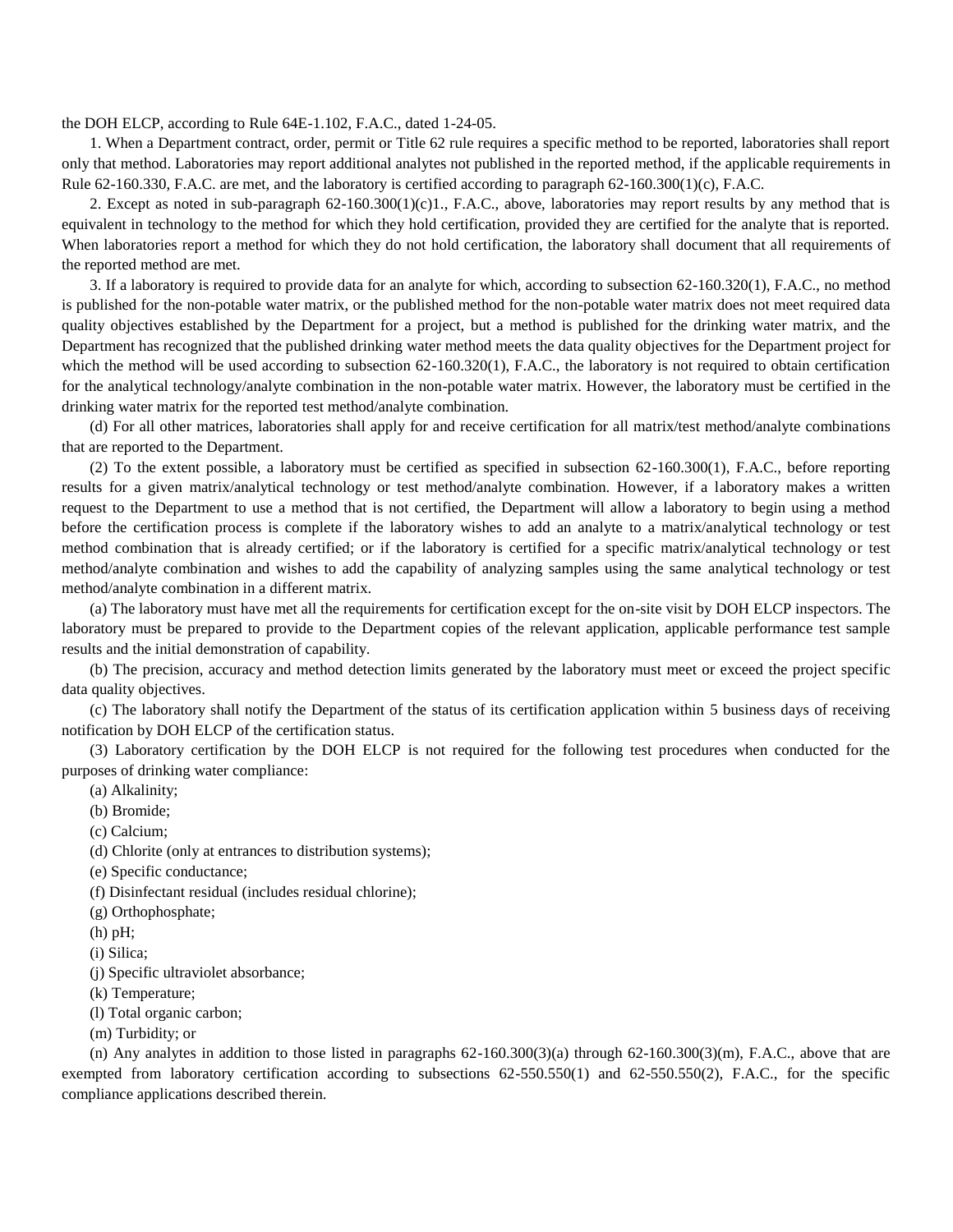the DOH ELCP, according to Rule 64E-1.102, F.A.C., dated 1-24-05.

1. When a Department contract, order, permit or Title 62 rule requires a specific method to be reported, laboratories shall report only that method. Laboratories may report additional analytes not published in the reported method, if the applicable requirements in Rule 62-160.330, F.A.C. are met, and the laboratory is certified according to paragraph 62-160.300(1)(c), F.A.C.

2. Except as noted in sub-paragraph 62-160.300(1)(c)1., F.A.C., above, laboratories may report results by any method that is equivalent in technology to the method for which they hold certification, provided they are certified for the analyte that is reported. When laboratories report a method for which they do not hold certification, the laboratory shall document that all requirements of the reported method are met.

3. If a laboratory is required to provide data for an analyte for which, according to subsection 62-160.320(1), F.A.C., no method is published for the non-potable water matrix, or the published method for the non-potable water matrix does not meet required data quality objectives established by the Department for a project, but a method is published for the drinking water matrix, and the Department has recognized that the published drinking water method meets the data quality objectives for the Department project for which the method will be used according to subsection 62-160.320(1), F.A.C., the laboratory is not required to obtain certification for the analytical technology/analyte combination in the non-potable water matrix. However, the laboratory must be certified in the drinking water matrix for the reported test method/analyte combination.

(d) For all other matrices, laboratories shall apply for and receive certification for all matrix/test method/analyte combinations that are reported to the Department.

(2) To the extent possible, a laboratory must be certified as specified in subsection 62-160.300(1), F.A.C., before reporting results for a given matrix/analytical technology or test method/analyte combination. However, if a laboratory makes a written request to the Department to use a method that is not certified, the Department will allow a laboratory to begin using a method before the certification process is complete if the laboratory wishes to add an analyte to a matrix/analytical technology or test method combination that is already certified; or if the laboratory is certified for a specific matrix/analytical technology or test method/analyte combination and wishes to add the capability of analyzing samples using the same analytical technology or test method/analyte combination in a different matrix.

(a) The laboratory must have met all the requirements for certification except for the on-site visit by DOH ELCP inspectors. The laboratory must be prepared to provide to the Department copies of the relevant application, applicable performance test sample results and the initial demonstration of capability.

(b) The precision, accuracy and method detection limits generated by the laboratory must meet or exceed the project specific data quality objectives.

(c) The laboratory shall notify the Department of the status of its certification application within 5 business days of receiving notification by DOH ELCP of the certification status.

(3) Laboratory certification by the DOH ELCP is not required for the following test procedures when conducted for the purposes of drinking water compliance:

(a) Alkalinity;

(b) Bromide;

(c) Calcium;

(d) Chlorite (only at entrances to distribution systems);

(e) Specific conductance;

(f) Disinfectant residual (includes residual chlorine);

(g) Orthophosphate;

(h) pH;

(i) Silica;

(j) Specific ultraviolet absorbance;

(k) Temperature;

(l) Total organic carbon;

(m) Turbidity; or

(n) Any analytes in addition to those listed in paragraphs 62-160.300(3)(a) through 62-160.300(3)(m), F.A.C., above that are exempted from laboratory certification according to subsections 62-550.550(1) and 62-550.550(2), F.A.C., for the specific compliance applications described therein.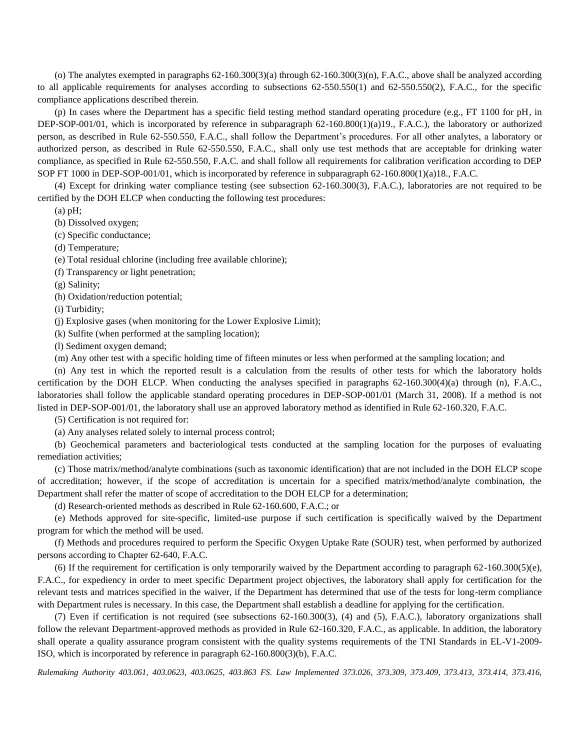(o) The analytes exempted in paragraphs 62-160.300(3)(a) through 62-160.300(3)(n), F.A.C., above shall be analyzed according to all applicable requirements for analyses according to subsections 62-550.550(1) and 62-550.550(2), F.A.C., for the specific compliance applications described therein.

(p) In cases where the Department has a specific field testing method standard operating procedure (e.g., FT 1100 for pH, in DEP-SOP-001/01, which is incorporated by reference in subparagraph 62-160.800(1)(a)19., F.A.C.), the laboratory or authorized person, as described in Rule 62-550.550, F.A.C., shall follow the Department's procedures. For all other analytes, a laboratory or authorized person, as described in Rule 62-550.550, F.A.C., shall only use test methods that are acceptable for drinking water compliance, as specified in Rule 62-550.550, F.A.C. and shall follow all requirements for calibration verification according to DEP SOP FT 1000 in DEP-SOP-001/01, which is incorporated by reference in subparagraph 62-160.800(1)(a)18., F.A.C.

(4) Except for drinking water compliance testing (see subsection 62-160.300(3), F.A.C.), laboratories are not required to be certified by the DOH ELCP when conducting the following test procedures:

(a) pH;

(b) Dissolved oxygen;

(c) Specific conductance;

(d) Temperature;

(e) Total residual chlorine (including free available chlorine);

(f) Transparency or light penetration;

(g) Salinity;

(h) Oxidation/reduction potential;

(i) Turbidity;

(j) Explosive gases (when monitoring for the Lower Explosive Limit);

(k) Sulfite (when performed at the sampling location);

(l) Sediment oxygen demand;

(m) Any other test with a specific holding time of fifteen minutes or less when performed at the sampling location; and

(n) Any test in which the reported result is a calculation from the results of other tests for which the laboratory holds certification by the DOH ELCP. When conducting the analyses specified in paragraphs 62-160.300(4)(a) through (n), F.A.C., laboratories shall follow the applicable standard operating procedures in DEP-SOP-001/01 (March 31, 2008). If a method is not listed in DEP-SOP-001/01, the laboratory shall use an approved laboratory method as identified in Rule 62-160.320, F.A.C.

(5) Certification is not required for:

(a) Any analyses related solely to internal process control;

(b) Geochemical parameters and bacteriological tests conducted at the sampling location for the purposes of evaluating remediation activities;

(c) Those matrix/method/analyte combinations (such as taxonomic identification) that are not included in the DOH ELCP scope of accreditation; however, if the scope of accreditation is uncertain for a specified matrix/method/analyte combination, the Department shall refer the matter of scope of accreditation to the DOH ELCP for a determination;

(d) Research-oriented methods as described in Rule 62-160.600, F.A.C.; or

(e) Methods approved for site-specific, limited-use purpose if such certification is specifically waived by the Department program for which the method will be used.

(f) Methods and procedures required to perform the Specific Oxygen Uptake Rate (SOUR) test, when performed by authorized persons according to Chapter 62-640, F.A.C.

(6) If the requirement for certification is only temporarily waived by the Department according to paragraph 62-160.300(5)(e), F.A.C., for expediency in order to meet specific Department project objectives, the laboratory shall apply for certification for the relevant tests and matrices specified in the waiver, if the Department has determined that use of the tests for long-term compliance with Department rules is necessary. In this case, the Department shall establish a deadline for applying for the certification.

(7) Even if certification is not required (see subsections 62-160.300(3), (4) and (5), F.A.C.), laboratory organizations shall follow the relevant Department-approved methods as provided in Rule 62-160.320, F.A.C., as applicable. In addition, the laboratory shall operate a quality assurance program consistent with the quality systems requirements of the TNI Standards in EL-V1-2009-ISO, which is incorporated by reference in paragraph 62-160.800(3)(b), F.A.C.

*Rulemaking Authority 403.061, 403.0623, 403.0625, 403.863 FS. Law Implemented 373.026, 373.309, 373.409, 373.413, 373.414, 373.416,*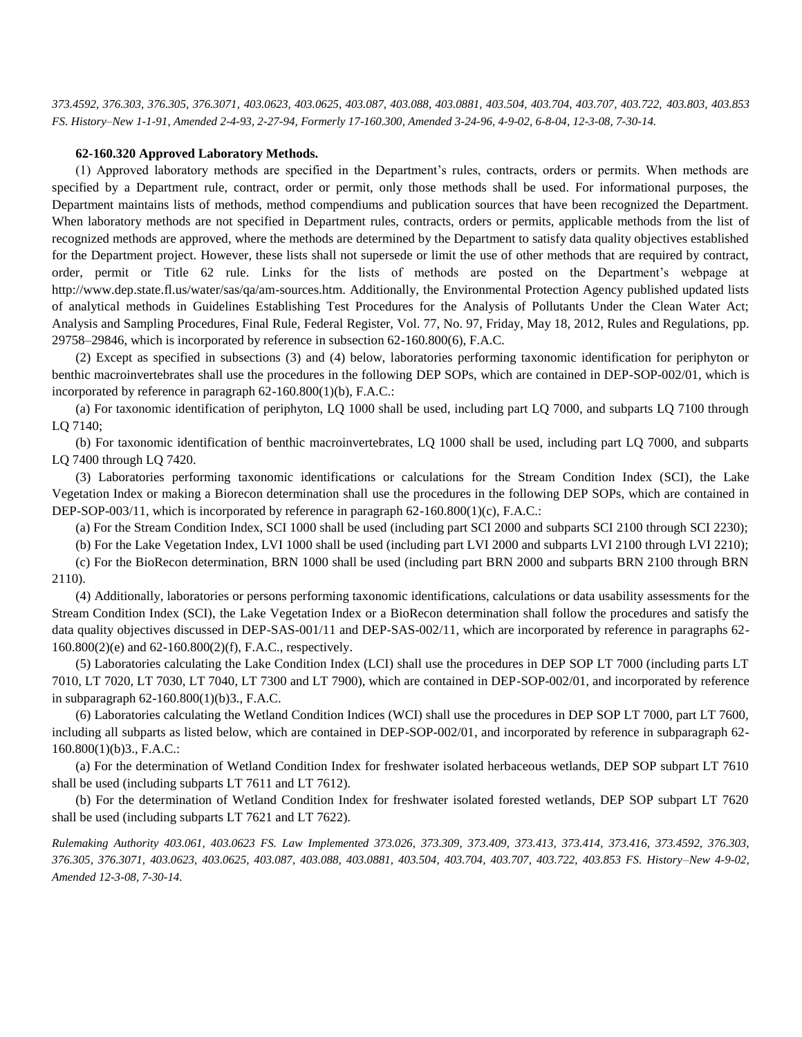*373.4592, 376.303, 376.305, 376.3071, 403.0623, 403.0625, 403.087, 403.088, 403.0881, 403.504, 403.704, 403.707, 403.722, 403.803, 403.853 FS. History–New 1-1-91, Amended 2-4-93, 2-27-94, Formerly 17-160.300, Amended 3-24-96, 4-9-02, 6-8-04, 12-3-08, 7-30-14.*

**62-160.320 Approved Laboratory Methods.**

(1) Approved laboratory methods are specified in the Department's rules, contracts, orders or permits. When methods are specified by a Department rule, contract, order or permit, only those methods shall be used. For informational purposes, the Department maintains lists of methods, method compendiums and publication sources that have been recognized the Department. When laboratory methods are not specified in Department rules, contracts, orders or permits, applicable methods from the list of recognized methods are approved, where the methods are determined by the Department to satisfy data quality objectives established for the Department project. However, these lists shall not supersede or limit the use of other methods that are required by contract, order, permit or Title 62 rule. Links for the lists of methods are posted on the Department's webpage at http://www.dep.state.fl.us/water/sas/qa/am-sources.htm. Additionally, the Environmental Protection Agency published updated lists of analytical methods in Guidelines Establishing Test Procedures for the Analysis of Pollutants Under the Clean Water Act; Analysis and Sampling Procedures, Final Rule, Federal Register, Vol. 77, No. 97, Friday, May 18, 2012, Rules and Regulations, pp. 29758–29846, which is incorporated by reference in subsection 62-160.800(6), F.A.C.

(2) Except as specified in subsections (3) and (4) below, laboratories performing taxonomic identification for periphyton or benthic macroinvertebrates shall use the procedures in the following DEP SOPs, which are contained in DEP-SOP-002/01, which is incorporated by reference in paragraph 62-160.800(1)(b), F.A.C.:

(a) For taxonomic identification of periphyton, LQ 1000 shall be used, including part LQ 7000, and subparts LQ 7100 through LQ 7140;

(b) For taxonomic identification of benthic macroinvertebrates, LQ 1000 shall be used, including part LQ 7000, and subparts LQ 7400 through LQ 7420.

(3) Laboratories performing taxonomic identifications or calculations for the Stream Condition Index (SCI), the Lake Vegetation Index or making a Biorecon determination shall use the procedures in the following DEP SOPs, which are contained in DEP-SOP-003/11, which is incorporated by reference in paragraph 62-160.800(1)(c), F.A.C.:

(a) For the Stream Condition Index, SCI 1000 shall be used (including part SCI 2000 and subparts SCI 2100 through SCI 2230);

(b) For the Lake Vegetation Index, LVI 1000 shall be used (including part LVI 2000 and subparts LVI 2100 through LVI 2210);

(c) For the BioRecon determination, BRN 1000 shall be used (including part BRN 2000 and subparts BRN 2100 through BRN 2110).

(4) Additionally, laboratories or persons performing taxonomic identifications, calculations or data usability assessments for the Stream Condition Index (SCI), the Lake Vegetation Index or a BioRecon determination shall follow the procedures and satisfy the data quality objectives discussed in DEP-SAS-001/11 and DEP-SAS-002/11, which are incorporated by reference in paragraphs 62-160.800(2)(e) and 62-160.800(2)(f), F.A.C., respectively.

(5) Laboratories calculating the Lake Condition Index (LCI) shall use the procedures in DEP SOP LT 7000 (including parts LT 7010, LT 7020, LT 7030, LT 7040, LT 7300 and LT 7900), which are contained in DEP-SOP-002/01, and incorporated by reference in subparagraph 62-160.800(1)(b)3., F.A.C.

(6) Laboratories calculating the Wetland Condition Indices (WCI) shall use the procedures in DEP SOP LT 7000, part LT 7600, including all subparts as listed below, which are contained in DEP-SOP-002/01, and incorporated by reference in subparagraph 62-160.800(1)(b)3., F.A.C.:

(a) For the determination of Wetland Condition Index for freshwater isolated herbaceous wetlands, DEP SOP subpart LT 7610 shall be used (including subparts LT 7611 and LT 7612).

(b) For the determination of Wetland Condition Index for freshwater isolated forested wetlands, DEP SOP subpart LT 7620 shall be used (including subparts LT 7621 and LT 7622).

*Rulemaking Authority 403.061, 403.0623 FS. Law Implemented 373.026, 373.309, 373.409, 373.413, 373.414, 373.416, 373.4592, 376.303, 376.305, 376.3071, 403.0623, 403.0625, 403.087, 403.088, 403.0881, 403.504, 403.704, 403.707, 403.722, 403.853 FS. History–New 4-9-02, Amended 12-3-08, 7-30-14.*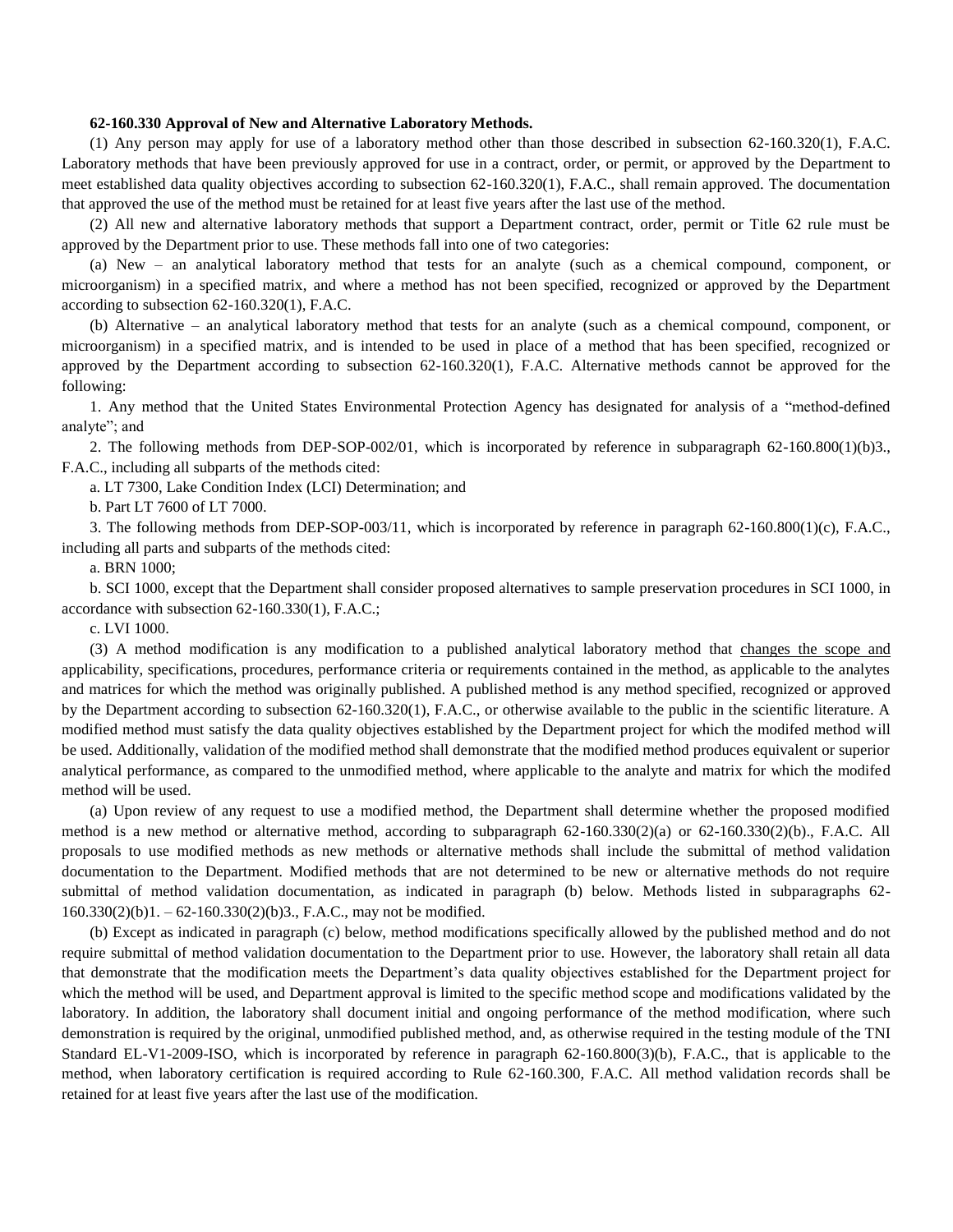**62-160.330 Approval of New and Alternative Laboratory Methods.**

(1) Any person may apply for use of a laboratory method other than those described in subsection 62-160.320(1), F.A.C. Laboratory methods that have been previously approved for use in a contract, order, or permit, or approved by the Department to meet established data quality objectives according to subsection 62-160.320(1), F.A.C., shall remain approved. The documentation that approved the use of the method must be retained for at least five years after the last use of the method.

(2) All new and alternative laboratory methods that support a Department contract, order, permit or Title 62 rule must be approved by the Department prior to use. These methods fall into one of two categories:

(a) New – an analytical laboratory method that tests for an analyte (such as a chemical compound, component, or microorganism) in a specified matrix, and where a method has not been specified, recognized or approved by the Department according to subsection 62-160.320(1), F.A.C.

(b) Alternative – an analytical laboratory method that tests for an analyte (such as a chemical compound, component, or microorganism) in a specified matrix, and is intended to be used in place of a method that has been specified, recognized or approved by the Department according to subsection 62-160.320(1), F.A.C. Alternative methods cannot be approved for the following:

1. Any method that the United States Environmental Protection Agency has designated for analysis of a "method-defined analyte"; and

2. The following methods from DEP-SOP-002/01, which is incorporated by reference in subparagraph 62-160.800(1)(b)3., F.A.C., including all subparts of the methods cited:

a. LT 7300, Lake Condition Index (LCI) Determination; and

b. Part LT 7600 of LT 7000.

3. The following methods from DEP-SOP-003/11, which is incorporated by reference in paragraph 62-160.800(1)(c), F.A.C., including all parts and subparts of the methods cited:

a. BRN 1000;

b. SCI 1000, except that the Department shall consider proposed alternatives to sample preservation procedures in SCI 1000, in accordance with subsection 62-160.330(1), F.A.C.;

c. LVI 1000.

(3) A method modification is any modification to a published analytical laboratory method that changes the scope and applicability, specifications, procedures, performance criteria or requirements contained in the method, as applicable to the analytes and matrices for which the method was originally published. A published method is any method specified, recognized or approved by the Department according to subsection 62-160.320(1), F.A.C., or otherwise available to the public in the scientific literature. A modified method must satisfy the data quality objectives established by the Department project for which the modifed method will be used. Additionally, validation of the modified method shall demonstrate that the modified method produces equivalent or superior analytical performance, as compared to the unmodified method, where applicable to the analyte and matrix for which the modifed method will be used.

(a) Upon review of any request to use a modified method, the Department shall determine whether the proposed modified method is a new method or alternative method, according to subparagraph 62-160.330(2)(a) or 62-160.330(2)(b)., F.A.C. All proposals to use modified methods as new methods or alternative methods shall include the submittal of method validation documentation to the Department. Modified methods that are not determined to be new or alternative methods do not require submittal of method validation documentation, as indicated in paragraph (b) below. Methods listed in subparagraphs 62-160.330(2)(b)1. – 62-160.330(2)(b)3., F.A.C., may not be modified.

(b) Except as indicated in paragraph (c) below, method modifications specifically allowed by the published method and do not require submittal of method validation documentation to the Department prior to use. However, the laboratory shall retain all data that demonstrate that the modification meets the Department's data quality objectives established for the Department project for which the method will be used, and Department approval is limited to the specific method scope and modifications validated by the laboratory. In addition, the laboratory shall document initial and ongoing performance of the method modification, where such demonstration is required by the original, unmodified published method, and, as otherwise required in the testing module of the TNI Standard EL-V1-2009-ISO, which is incorporated by reference in paragraph 62-160.800(3)(b), F.A.C., that is applicable to the method, when laboratory certification is required according to Rule 62-160.300, F.A.C. All method validation records shall be retained for at least five years after the last use of the modification.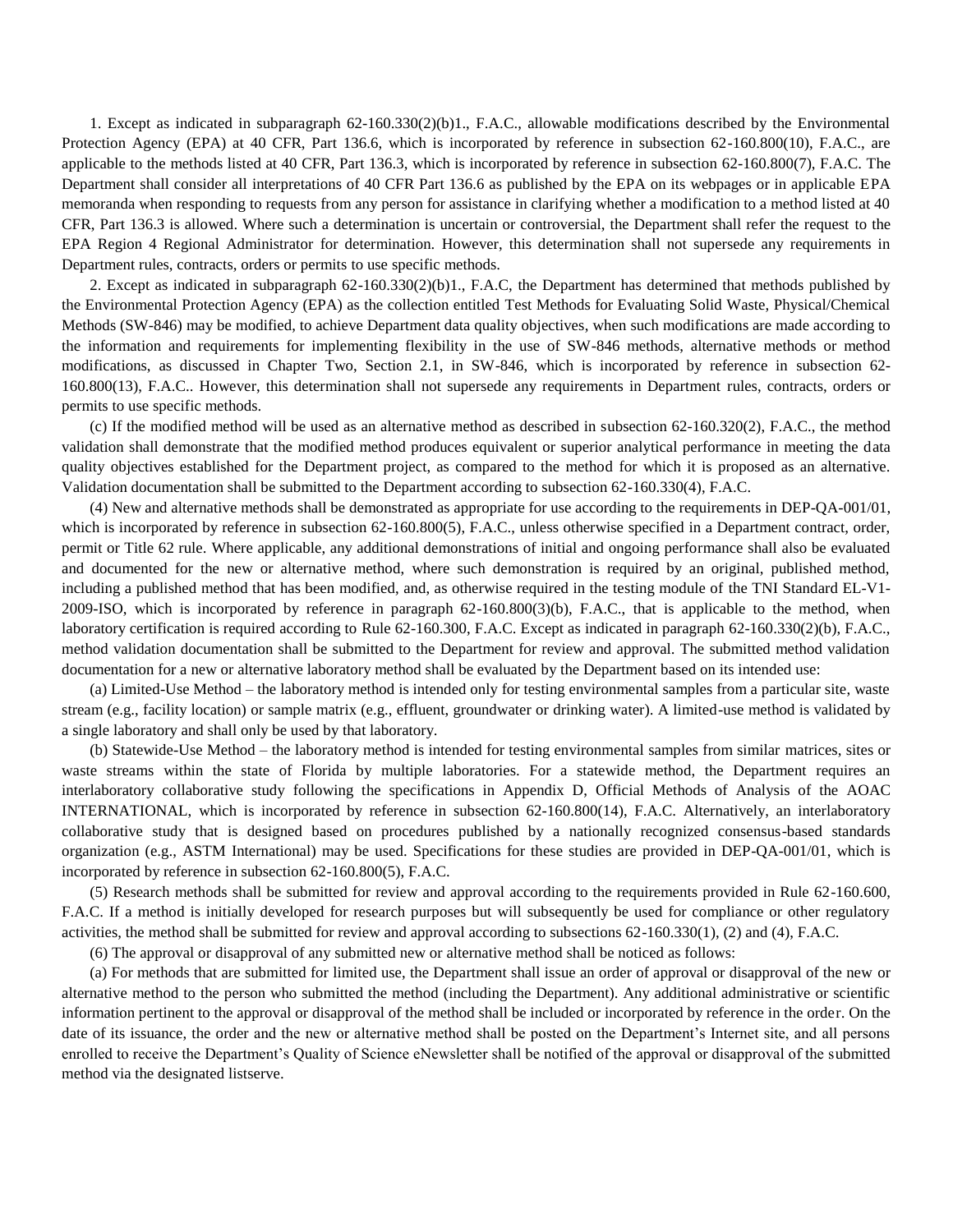1. Except as indicated in subparagraph 62-160.330(2)(b)1., F.A.C., allowable modifications described by the Environmental Protection Agency (EPA) at 40 CFR, Part 136.6, which is incorporated by reference in subsection 62-160.800(10), F.A.C., are applicable to the methods listed at 40 CFR, Part 136.3, which is incorporated by reference in subsection 62-160.800(7), F.A.C. The Department shall consider all interpretations of 40 CFR Part 136.6 as published by the EPA on its webpages or in applicable EPA memoranda when responding to requests from any person for assistance in clarifying whether a modification to a method listed at 40 CFR, Part 136.3 is allowed. Where such a determination is uncertain or controversial, the Department shall refer the request to the EPA Region 4 Regional Administrator for determination. However, this determination shall not supersede any requirements in Department rules, contracts, orders or permits to use specific methods.

2. Except as indicated in subparagraph 62-160.330(2)(b)1., F.A.C, the Department has determined that methods published by the Environmental Protection Agency (EPA) as the collection entitled Test Methods for Evaluating Solid Waste, Physical/Chemical Methods (SW-846) may be modified, to achieve Department data quality objectives, when such modifications are made according to the information and requirements for implementing flexibility in the use of SW-846 methods, alternative methods or method modifications, as discussed in Chapter Two, Section 2.1, in SW-846, which is incorporated by reference in subsection 62-160.800(13), F.A.C.. However, this determination shall not supersede any requirements in Department rules, contracts, orders or permits to use specific methods.

(c) If the modified method will be used as an alternative method as described in subsection 62-160.320(2), F.A.C., the method validation shall demonstrate that the modified method produces equivalent or superior analytical performance in meeting the data quality objectives established for the Department project, as compared to the method for which it is proposed as an alternative. Validation documentation shall be submitted to the Department according to subsection 62-160.330(4), F.A.C.

(4) New and alternative methods shall be demonstrated as appropriate for use according to the requirements in DEP-QA-001/01, which is incorporated by reference in subsection 62-160.800(5), F.A.C., unless otherwise specified in a Department contract, order, permit or Title 62 rule. Where applicable, any additional demonstrations of initial and ongoing performance shall also be evaluated and documented for the new or alternative method, where such demonstration is required by an original, published method, including a published method that has been modified, and, as otherwise required in the testing module of the TNI Standard EL-V1-2009-ISO, which is incorporated by reference in paragraph 62-160.800(3)(b), F.A.C., that is applicable to the method, when laboratory certification is required according to Rule 62-160.300, F.A.C. Except as indicated in paragraph 62-160.330(2)(b), F.A.C., method validation documentation shall be submitted to the Department for review and approval. The submitted method validation documentation for a new or alternative laboratory method shall be evaluated by the Department based on its intended use:

(a) Limited-Use Method – the laboratory method is intended only for testing environmental samples from a particular site, waste stream (e.g., facility location) or sample matrix (e.g., effluent, groundwater or drinking water). A limited-use method is validated by a single laboratory and shall only be used by that laboratory.

(b) Statewide-Use Method – the laboratory method is intended for testing environmental samples from similar matrices, sites or waste streams within the state of Florida by multiple laboratories. For a statewide method, the Department requires an interlaboratory collaborative study following the specifications in Appendix D, Official Methods of Analysis of the AOAC INTERNATIONAL, which is incorporated by reference in subsection 62-160.800(14), F.A.C. Alternatively, an interlaboratory collaborative study that is designed based on procedures published by a nationally recognized consensus-based standards organization (e.g., ASTM International) may be used. Specifications for these studies are provided in DEP-QA-001/01, which is incorporated by reference in subsection 62-160.800(5), F.A.C.

(5) Research methods shall be submitted for review and approval according to the requirements provided in Rule 62-160.600, F.A.C. If a method is initially developed for research purposes but will subsequently be used for compliance or other regulatory activities, the method shall be submitted for review and approval according to subsections 62-160.330(1), (2) and (4), F.A.C.

(6) The approval or disapproval of any submitted new or alternative method shall be noticed as follows:

(a) For methods that are submitted for limited use, the Department shall issue an order of approval or disapproval of the new or alternative method to the person who submitted the method (including the Department). Any additional administrative or scientific information pertinent to the approval or disapproval of the method shall be included or incorporated by reference in the order. On the date of its issuance, the order and the new or alternative method shall be posted on the Department's Internet site, and all persons enrolled to receive the Department's Quality of Science eNewsletter shall be notified of the approval or disapproval of the submitted method via the designated listserve.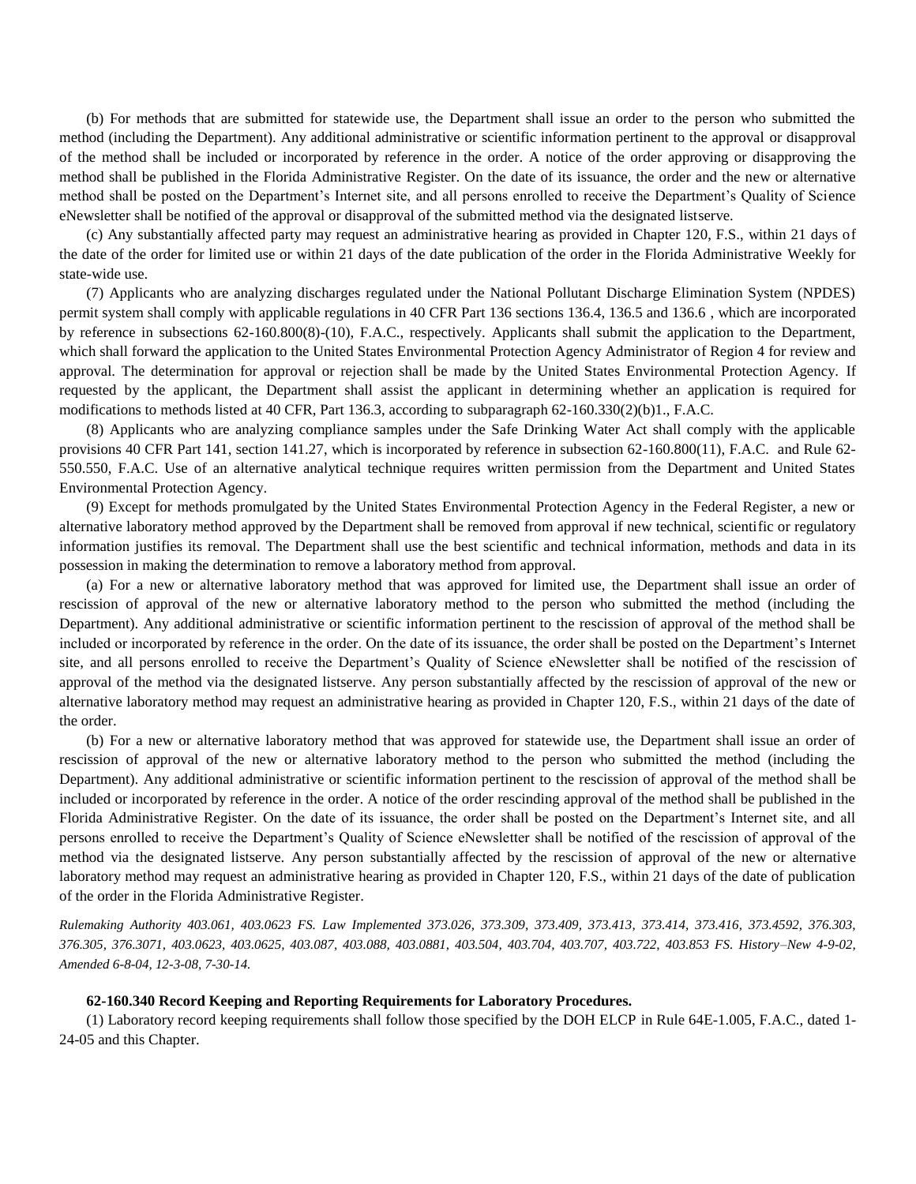(b) For methods that are submitted for statewide use, the Department shall issue an order to the person who submitted the method (including the Department). Any additional administrative or scientific information pertinent to the approval or disapproval of the method shall be included or incorporated by reference in the order. A notice of the order approving or disapproving the method shall be published in the Florida Administrative Register. On the date of its issuance, the order and the new or alternative method shall be posted on the Department's Internet site, and all persons enrolled to receive the Department's Quality of Science eNewsletter shall be notified of the approval or disapproval of the submitted method via the designated listserve.

(c) Any substantially affected party may request an administrative hearing as provided in Chapter 120, F.S., within 21 days of the date of the order for limited use or within 21 days of the date publication of the order in the Florida Administrative Weekly for state-wide use.

(7) Applicants who are analyzing discharges regulated under the National Pollutant Discharge Elimination System (NPDES) permit system shall comply with applicable regulations in 40 CFR Part 136 sections 136.4, 136.5 and 136.6 , which are incorporated by reference in subsections 62-160.800(8)-(10), F.A.C., respectively. Applicants shall submit the application to the Department, which shall forward the application to the United States Environmental Protection Agency Administrator of Region 4 for review and approval. The determination for approval or rejection shall be made by the United States Environmental Protection Agency. If requested by the applicant, the Department shall assist the applicant in determining whether an application is required for modifications to methods listed at 40 CFR, Part 136.3, according to subparagraph 62-160.330(2)(b)1., F.A.C.

(8) Applicants who are analyzing compliance samples under the Safe Drinking Water Act shall comply with the applicable provisions 40 CFR Part 141, section 141.27, which is incorporated by reference in subsection 62-160.800(11), F.A.C. and Rule 62-550.550, F.A.C. Use of an alternative analytical technique requires written permission from the Department and United States Environmental Protection Agency.

(9) Except for methods promulgated by the United States Environmental Protection Agency in the Federal Register, a new or alternative laboratory method approved by the Department shall be removed from approval if new technical, scientific or regulatory information justifies its removal. The Department shall use the best scientific and technical information, methods and data in its possession in making the determination to remove a laboratory method from approval.

(a) For a new or alternative laboratory method that was approved for limited use, the Department shall issue an order of rescission of approval of the new or alternative laboratory method to the person who submitted the method (including the Department). Any additional administrative or scientific information pertinent to the rescission of approval of the method shall be included or incorporated by reference in the order. On the date of its issuance, the order shall be posted on the Department's Internet site, and all persons enrolled to receive the Department's Quality of Science eNewsletter shall be notified of the rescission of approval of the method via the designated listserve. Any person substantially affected by the rescission of approval of the new or alternative laboratory method may request an administrative hearing as provided in Chapter 120, F.S., within 21 days of the date of the order.

(b) For a new or alternative laboratory method that was approved for statewide use, the Department shall issue an order of rescission of approval of the new or alternative laboratory method to the person who submitted the method (including the Department). Any additional administrative or scientific information pertinent to the rescission of approval of the method shall be included or incorporated by reference in the order. A notice of the order rescinding approval of the method shall be published in the Florida Administrative Register. On the date of its issuance, the order shall be posted on the Department's Internet site, and all persons enrolled to receive the Department's Quality of Science eNewsletter shall be notified of the rescission of approval of the method via the designated listserve. Any person substantially affected by the rescission of approval of the new or alternative laboratory method may request an administrative hearing as provided in Chapter 120, F.S., within 21 days of the date of publication of the order in the Florida Administrative Register.

*Rulemaking Authority 403.061, 403.0623 FS. Law Implemented 373.026, 373.309, 373.409, 373.413, 373.414, 373.416, 373.4592, 376.303, 376.305, 376.3071, 403.0623, 403.0625, 403.087, 403.088, 403.0881, 403.504, 403.704, 403.707, 403.722, 403.853 FS. History–New 4-9-02, Amended 6-8-04, 12-3-08, 7-30-14.*

**62-160.340 Record Keeping and Reporting Requirements for Laboratory Procedures.**

(1) Laboratory record keeping requirements shall follow those specified by the DOH ELCP in Rule 64E-1.005, F.A.C., dated 1-24-05 and this Chapter.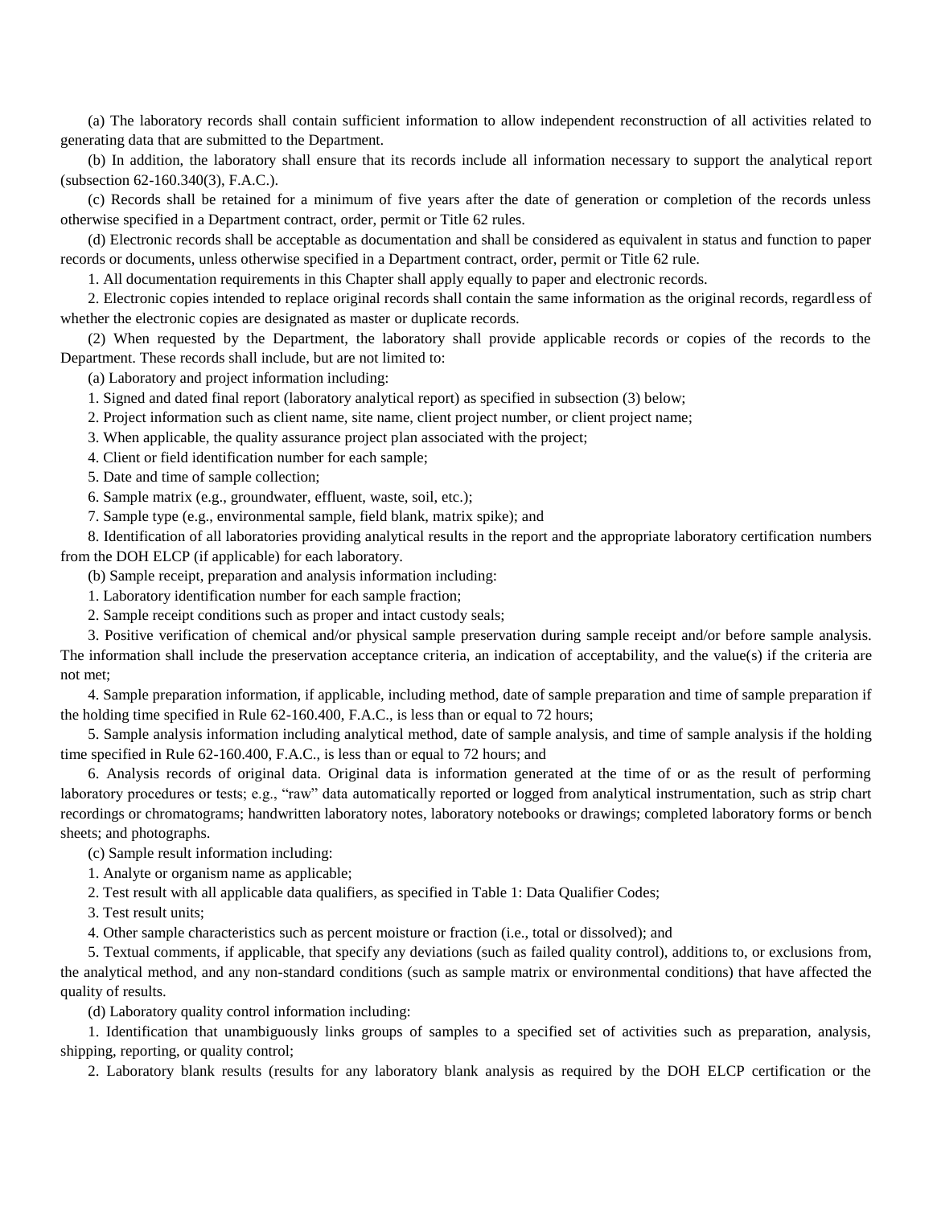(a) The laboratory records shall contain sufficient information to allow independent reconstruction of all activities related to generating data that are submitted to the Department.

(b) In addition, the laboratory shall ensure that its records include all information necessary to support the analytical report (subsection 62-160.340(3), F.A.C.).

(c) Records shall be retained for a minimum of five years after the date of generation or completion of the records unless otherwise specified in a Department contract, order, permit or Title 62 rules.

(d) Electronic records shall be acceptable as documentation and shall be considered as equivalent in status and function to paper records or documents, unless otherwise specified in a Department contract, order, permit or Title 62 rule.

1. All documentation requirements in this Chapter shall apply equally to paper and electronic records.

2. Electronic copies intended to replace original records shall contain the same information as the original records, regardless of whether the electronic copies are designated as master or duplicate records.

(2) When requested by the Department, the laboratory shall provide applicable records or copies of the records to the Department. These records shall include, but are not limited to:

(a) Laboratory and project information including:

1. Signed and dated final report (laboratory analytical report) as specified in subsection (3) below;

2. Project information such as client name, site name, client project number, or client project name;

3. When applicable, the quality assurance project plan associated with the project;

4. Client or field identification number for each sample;

5. Date and time of sample collection;

6. Sample matrix (e.g., groundwater, effluent, waste, soil, etc.);

7. Sample type (e.g., environmental sample, field blank, matrix spike); and

8. Identification of all laboratories providing analytical results in the report and the appropriate laboratory certification numbers from the DOH ELCP (if applicable) for each laboratory.

(b) Sample receipt, preparation and analysis information including:

1. Laboratory identification number for each sample fraction;

2. Sample receipt conditions such as proper and intact custody seals;

3. Positive verification of chemical and/or physical sample preservation during sample receipt and/or before sample analysis. The information shall include the preservation acceptance criteria, an indication of acceptability, and the value(s) if the criteria are not met;

4. Sample preparation information, if applicable, including method, date of sample preparation and time of sample preparation if the holding time specified in Rule 62-160.400, F.A.C., is less than or equal to 72 hours;

5. Sample analysis information including analytical method, date of sample analysis, and time of sample analysis if the holding time specified in Rule 62-160.400, F.A.C., is less than or equal to 72 hours; and

6. Analysis records of original data. Original data is information generated at the time of or as the result of performing laboratory procedures or tests; e.g., "raw" data automatically reported or logged from analytical instrumentation, such as strip chart recordings or chromatograms; handwritten laboratory notes, laboratory notebooks or drawings; completed laboratory forms or bench sheets; and photographs.

(c) Sample result information including:

1. Analyte or organism name as applicable;

2. Test result with all applicable data qualifiers, as specified in Table 1: Data Qualifier Codes;

3. Test result units;

4. Other sample characteristics such as percent moisture or fraction (i.e., total or dissolved); and

5. Textual comments, if applicable, that specify any deviations (such as failed quality control), additions to, or exclusions from, the analytical method, and any non-standard conditions (such as sample matrix or environmental conditions) that have affected the quality of results.

(d) Laboratory quality control information including:

1. Identification that unambiguously links groups of samples to a specified set of activities such as preparation, analysis, shipping, reporting, or quality control;

2. Laboratory blank results (results for any laboratory blank analysis as required by the DOH ELCP certification or the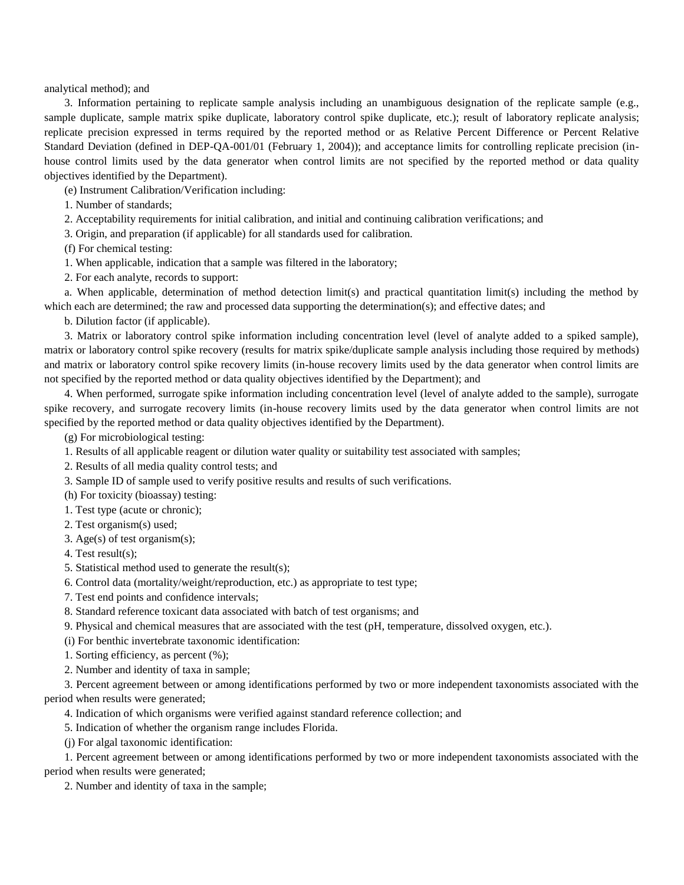analytical method); and

3. Information pertaining to replicate sample analysis including an unambiguous designation of the replicate sample (e.g., sample duplicate, sample matrix spike duplicate, laboratory control spike duplicate, etc.); result of laboratory replicate analysis; replicate precision expressed in terms required by the reported method or as Relative Percent Difference or Percent Relative Standard Deviation (defined in DEP-QA-001/01 (February 1, 2004)); and acceptance limits for controlling replicate precision (in-house control limits used by the data generator when control limits are not specified by the reported method or data quality objectives identified by the Department).

(e) Instrument Calibration/Verification including:

1. Number of standards;

2. Acceptability requirements for initial calibration, and initial and continuing calibration verifications; and

3. Origin, and preparation (if applicable) for all standards used for calibration.

(f) For chemical testing:

1. When applicable, indication that a sample was filtered in the laboratory;

2. For each analyte, records to support:

a. When applicable, determination of method detection limit(s) and practical quantitation limit(s) including the method by which each are determined; the raw and processed data supporting the determination(s); and effective dates; and

b. Dilution factor (if applicable).

3. Matrix or laboratory control spike information including concentration level (level of analyte added to a spiked sample), matrix or laboratory control spike recovery (results for matrix spike/duplicate sample analysis including those required by methods) and matrix or laboratory control spike recovery limits (in-house recovery limits used by the data generator when control limits are not specified by the reported method or data quality objectives identified by the Department); and

4. When performed, surrogate spike information including concentration level (level of analyte added to the sample), surrogate spike recovery, and surrogate recovery limits (in-house recovery limits used by the data generator when control limits are not specified by the reported method or data quality objectives identified by the Department).

(g) For microbiological testing:

1. Results of all applicable reagent or dilution water quality or suitability test associated with samples;

2. Results of all media quality control tests; and

3. Sample ID of sample used to verify positive results and results of such verifications.

(h) For toxicity (bioassay) testing:

1. Test type (acute or chronic);

2. Test organism(s) used;

3. Age(s) of test organism(s);

4. Test result(s);

5. Statistical method used to generate the result(s);

6. Control data (mortality/weight/reproduction, etc.) as appropriate to test type;

7. Test end points and confidence intervals;

8. Standard reference toxicant data associated with batch of test organisms; and

9. Physical and chemical measures that are associated with the test (pH, temperature, dissolved oxygen, etc.).

(i) For benthic invertebrate taxonomic identification:

1. Sorting efficiency, as percent (%);

2. Number and identity of taxa in sample;

3. Percent agreement between or among identifications performed by two or more independent taxonomists associated with the period when results were generated;

4. Indication of which organisms were verified against standard reference collection; and

5. Indication of whether the organism range includes Florida.

(j) For algal taxonomic identification:

1. Percent agreement between or among identifications performed by two or more independent taxonomists associated with the period when results were generated;

2. Number and identity of taxa in the sample;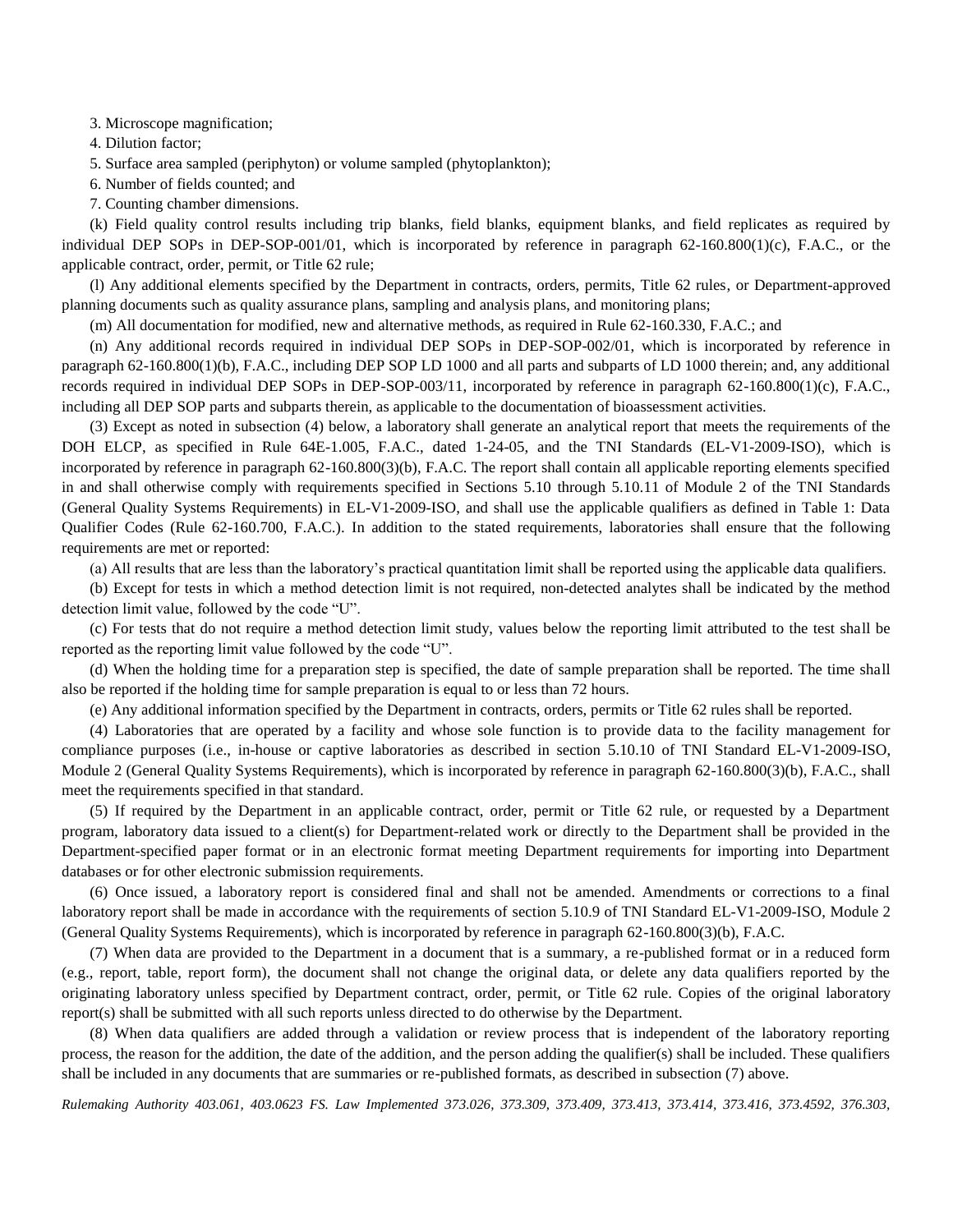3. Microscope magnification;

4. Dilution factor;

5. Surface area sampled (periphyton) or volume sampled (phytoplankton);

6. Number of fields counted; and

7. Counting chamber dimensions.

(k) Field quality control results including trip blanks, field blanks, equipment blanks, and field replicates as required by individual DEP SOPs in DEP-SOP-001/01, which is incorporated by reference in paragraph 62-160.800(1)(c), F.A.C., or the applicable contract, order, permit, or Title 62 rule;

(l) Any additional elements specified by the Department in contracts, orders, permits, Title 62 rules, or Department-approved planning documents such as quality assurance plans, sampling and analysis plans, and monitoring plans;

(m) All documentation for modified, new and alternative methods, as required in Rule 62-160.330, F.A.C.; and

(n) Any additional records required in individual DEP SOPs in DEP-SOP-002/01, which is incorporated by reference in paragraph 62-160.800(1)(b), F.A.C., including DEP SOP LD 1000 and all parts and subparts of LD 1000 therein; and, any additional records required in individual DEP SOPs in DEP-SOP-003/11, incorporated by reference in paragraph 62-160.800(1)(c), F.A.C., including all DEP SOP parts and subparts therein, as applicable to the documentation of bioassessment activities.

(3) Except as noted in subsection (4) below, a laboratory shall generate an analytical report that meets the requirements of the DOH ELCP, as specified in Rule 64E-1.005, F.A.C., dated 1-24-05, and the TNI Standards (EL-V1-2009-ISO), which is incorporated by reference in paragraph 62-160.800(3)(b), F.A.C. The report shall contain all applicable reporting elements specified in and shall otherwise comply with requirements specified in Sections 5.10 through 5.10.11 of Module 2 of the TNI Standards (General Quality Systems Requirements) in EL-V1-2009-ISO, and shall use the applicable qualifiers as defined in Table 1: Data Qualifier Codes (Rule 62-160.700, F.A.C.). In addition to the stated requirements, laboratories shall ensure that the following requirements are met or reported:

(a) All results that are less than the laboratory's practical quantitation limit shall be reported using the applicable data qualifiers.

(b) Except for tests in which a method detection limit is not required, non-detected analytes shall be indicated by the method detection limit value, followed by the code "U".

(c) For tests that do not require a method detection limit study, values below the reporting limit attributed to the test shall be reported as the reporting limit value followed by the code "U".

(d) When the holding time for a preparation step is specified, the date of sample preparation shall be reported. The time shall also be reported if the holding time for sample preparation is equal to or less than 72 hours.

(e) Any additional information specified by the Department in contracts, orders, permits or Title 62 rules shall be reported.

(4) Laboratories that are operated by a facility and whose sole function is to provide data to the facility management for compliance purposes (i.e., in-house or captive laboratories as described in section 5.10.10 of TNI Standard EL-V1-2009-ISO, Module 2 (General Quality Systems Requirements), which is incorporated by reference in paragraph 62-160.800(3)(b), F.A.C., shall meet the requirements specified in that standard.

(5) If required by the Department in an applicable contract, order, permit or Title 62 rule, or requested by a Department program, laboratory data issued to a client(s) for Department-related work or directly to the Department shall be provided in the Department-specified paper format or in an electronic format meeting Department requirements for importing into Department databases or for other electronic submission requirements.

(6) Once issued, a laboratory report is considered final and shall not be amended. Amendments or corrections to a final laboratory report shall be made in accordance with the requirements of section 5.10.9 of TNI Standard EL-V1-2009-ISO, Module 2 (General Quality Systems Requirements), which is incorporated by reference in paragraph 62-160.800(3)(b), F.A.C.

(7) When data are provided to the Department in a document that is a summary, a re-published format or in a reduced form (e.g., report, table, report form), the document shall not change the original data, or delete any data qualifiers reported by the originating laboratory unless specified by Department contract, order, permit, or Title 62 rule. Copies of the original laboratory report(s) shall be submitted with all such reports unless directed to do otherwise by the Department.

(8) When data qualifiers are added through a validation or review process that is independent of the laboratory reporting process, the reason for the addition, the date of the addition, and the person adding the qualifier(s) shall be included. These qualifiers shall be included in any documents that are summaries or re-published formats, as described in subsection (7) above.

*Rulemaking Authority 403.061, 403.0623 FS. Law Implemented 373.026, 373.309, 373.409, 373.413, 373.414, 373.416, 373.4592, 376.303,*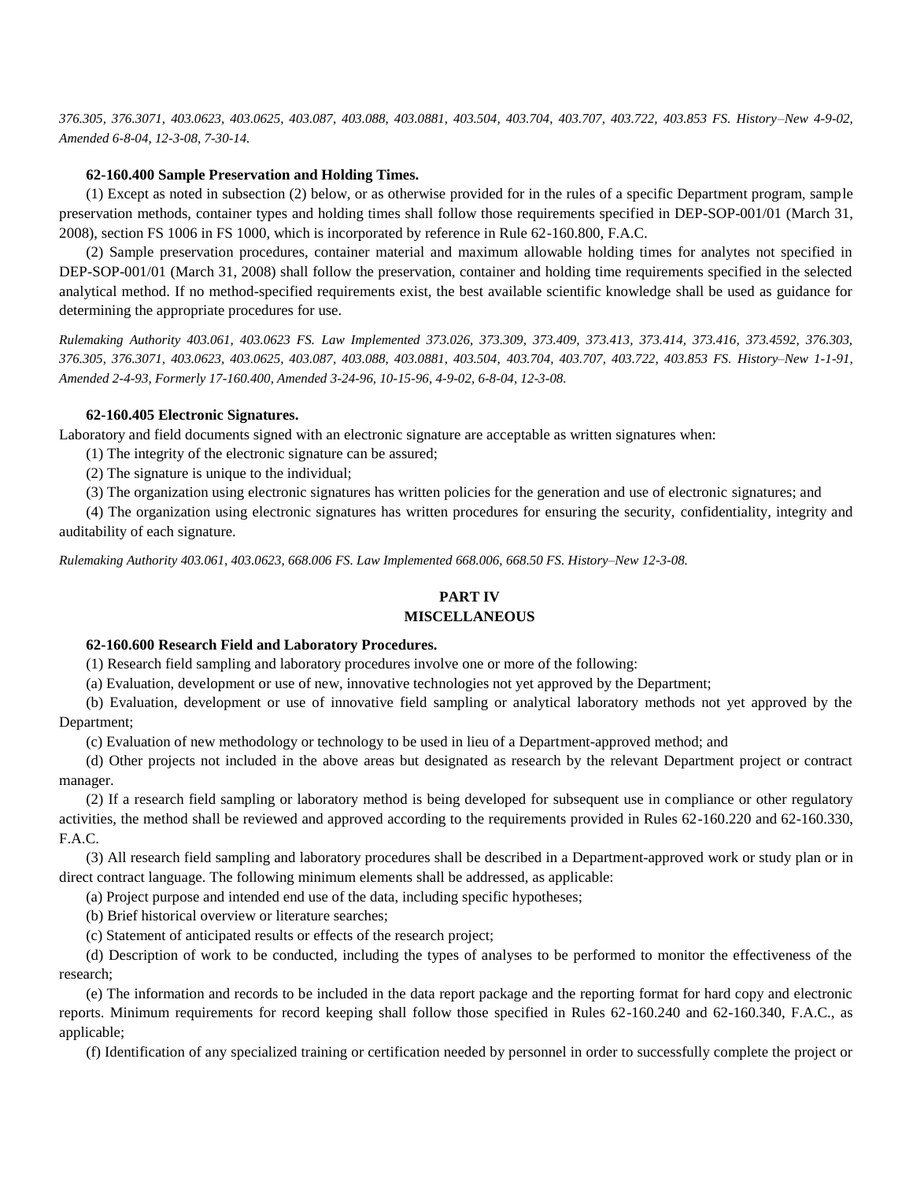*376.305, 376.3071, 403.0623, 403.0625, 403.087, 403.088, 403.0881, 403.504, 403.704, 403.707, 403.722, 403.853 FS. History–New 4-9-02, Amended 6-8-04, 12-3-08, 7-30-14.*

**62-160.400 Sample Preservation and Holding Times.**

(1) Except as noted in subsection (2) below, or as otherwise provided for in the rules of a specific Department program, sample preservation methods, container types and holding times shall follow those requirements specified in DEP-SOP-001/01 (March 31, 2008), section FS 1006 in FS 1000, which is incorporated by reference in Rule 62-160.800, F.A.C.

(2) Sample preservation procedures, container material and maximum allowable holding times for analytes not specified in DEP-SOP-001/01 (March 31, 2008) shall follow the preservation, container and holding time requirements specified in the selected analytical method. If no method-specified requirements exist, the best available scientific knowledge shall be used as guidance for determining the appropriate procedures for use.

*Rulemaking Authority 403.061, 403.0623 FS. Law Implemented 373.026, 373.309, 373.409, 373.413, 373.414, 373.416, 373.4592, 376.303, 376.305, 376.3071, 403.0623, 403.0625, 403.087, 403.088, 403.0881, 403.504, 403.704, 403.707, 403.722, 403.853 FS. History–New 1-1-91, Amended 2-4-93, Formerly 17-160.400, Amended 3-24-96, 10-15-96, 4-9-02, 6-8-04, 12-3-08.*

**62-160.405 Electronic Signatures.**

Laboratory and field documents signed with an electronic signature are acceptable as written signatures when:

(1) The integrity of the electronic signature can be assured;

(2) The signature is unique to the individual;

(3) The organization using electronic signatures has written policies for the generation and use of electronic signatures; and

(4) The organization using electronic signatures has written procedures for ensuring the security, confidentiality, integrity and auditability of each signature.

*Rulemaking Authority 403.061, 403.0623, 668.006 FS. Law Implemented 668.006, 668.50 FS. History–New 12-3-08.*

## PART IV
## MISCELLANEOUS

**62-160.600 Research Field and Laboratory Procedures.**

(1) Research field sampling and laboratory procedures involve one or more of the following:

(a) Evaluation, development or use of new, innovative technologies not yet approved by the Department;

(b) Evaluation, development or use of innovative field sampling or analytical laboratory methods not yet approved by the Department;

(c) Evaluation of new methodology or technology to be used in lieu of a Department-approved method; and

(d) Other projects not included in the above areas but designated as research by the relevant Department project or contract manager.

(2) If a research field sampling or laboratory method is being developed for subsequent use in compliance or other regulatory activities, the method shall be reviewed and approved according to the requirements provided in Rules 62-160.220 and 62-160.330, F.A.C.

(3) All research field sampling and laboratory procedures shall be described in a Department-approved work or study plan or in direct contract language. The following minimum elements shall be addressed, as applicable:

(a) Project purpose and intended end use of the data, including specific hypotheses;

(b) Brief historical overview or literature searches;

(c) Statement of anticipated results or effects of the research project;

(d) Description of work to be conducted, including the types of analyses to be performed to monitor the effectiveness of the research;

(e) The information and records to be included in the data report package and the reporting format for hard copy and electronic reports. Minimum requirements for record keeping shall follow those specified in Rules 62-160.240 and 62-160.340, F.A.C., as applicable;

(f) Identification of any specialized training or certification needed by personnel in order to successfully complete the project or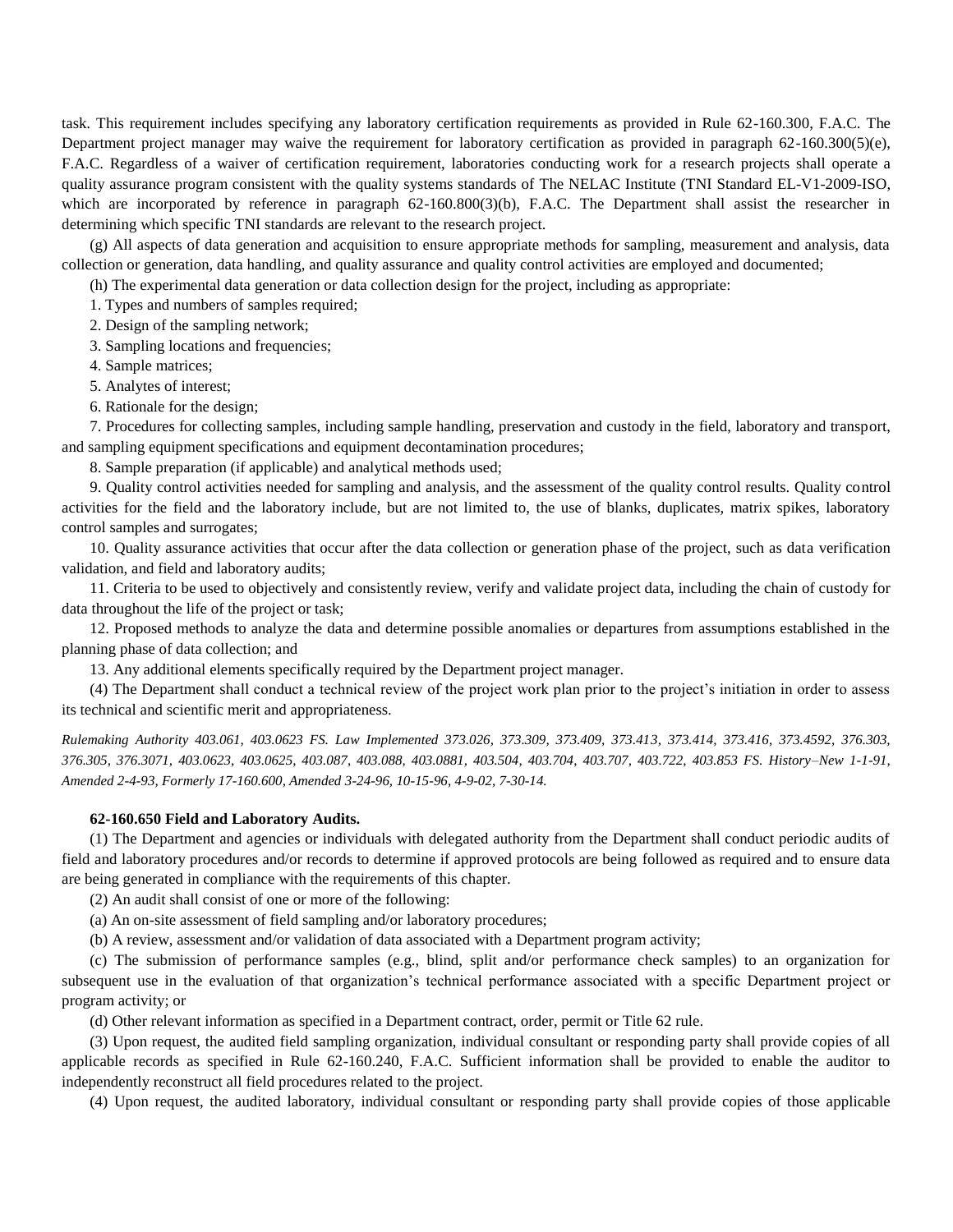task. This requirement includes specifying any laboratory certification requirements as provided in Rule 62-160.300, F.A.C. The Department project manager may waive the requirement for laboratory certification as provided in paragraph 62-160.300(5)(e), F.A.C. Regardless of a waiver of certification requirement, laboratories conducting work for a research projects shall operate a quality assurance program consistent with the quality systems standards of The NELAC Institute (TNI Standard EL-V1-2009-ISO, which are incorporated by reference in paragraph 62-160.800(3)(b), F.A.C. The Department shall assist the researcher in determining which specific TNI standards are relevant to the research project.

(g) All aspects of data generation and acquisition to ensure appropriate methods for sampling, measurement and analysis, data collection or generation, data handling, and quality assurance and quality control activities are employed and documented;

(h) The experimental data generation or data collection design for the project, including as appropriate:

1. Types and numbers of samples required;

2. Design of the sampling network;

3. Sampling locations and frequencies;

4. Sample matrices;

5. Analytes of interest;

6. Rationale for the design;

7. Procedures for collecting samples, including sample handling, preservation and custody in the field, laboratory and transport, and sampling equipment specifications and equipment decontamination procedures;

8. Sample preparation (if applicable) and analytical methods used;

9. Quality control activities needed for sampling and analysis, and the assessment of the quality control results. Quality control activities for the field and the laboratory include, but are not limited to, the use of blanks, duplicates, matrix spikes, laboratory control samples and surrogates;

10. Quality assurance activities that occur after the data collection or generation phase of the project, such as data verification validation, and field and laboratory audits;

11. Criteria to be used to objectively and consistently review, verify and validate project data, including the chain of custody for data throughout the life of the project or task;

12. Proposed methods to analyze the data and determine possible anomalies or departures from assumptions established in the planning phase of data collection; and

13. Any additional elements specifically required by the Department project manager.

(4) The Department shall conduct a technical review of the project work plan prior to the project's initiation in order to assess its technical and scientific merit and appropriateness.

*Rulemaking Authority 403.061, 403.0623 FS. Law Implemented 373.026, 373.309, 373.409, 373.413, 373.414, 373.416, 373.4592, 376.303, 376.305, 376.3071, 403.0623, 403.0625, 403.087, 403.088, 403.0881, 403.504, 403.704, 403.707, 403.722, 403.853 FS. History–New 1-1-91, Amended 2-4-93, Formerly 17-160.600, Amended 3-24-96, 10-15-96, 4-9-02, 7-30-14.*

**62-160.650 Field and Laboratory Audits.**

(1) The Department and agencies or individuals with delegated authority from the Department shall conduct periodic audits of field and laboratory procedures and/or records to determine if approved protocols are being followed as required and to ensure data are being generated in compliance with the requirements of this chapter.

(2) An audit shall consist of one or more of the following:

(a) An on-site assessment of field sampling and/or laboratory procedures;

(b) A review, assessment and/or validation of data associated with a Department program activity;

(c) The submission of performance samples (e.g., blind, split and/or performance check samples) to an organization for subsequent use in the evaluation of that organization's technical performance associated with a specific Department project or program activity; or

(d) Other relevant information as specified in a Department contract, order, permit or Title 62 rule.

(3) Upon request, the audited field sampling organization, individual consultant or responding party shall provide copies of all applicable records as specified in Rule 62-160.240, F.A.C. Sufficient information shall be provided to enable the auditor to independently reconstruct all field procedures related to the project.

(4) Upon request, the audited laboratory, individual consultant or responding party shall provide copies of those applicable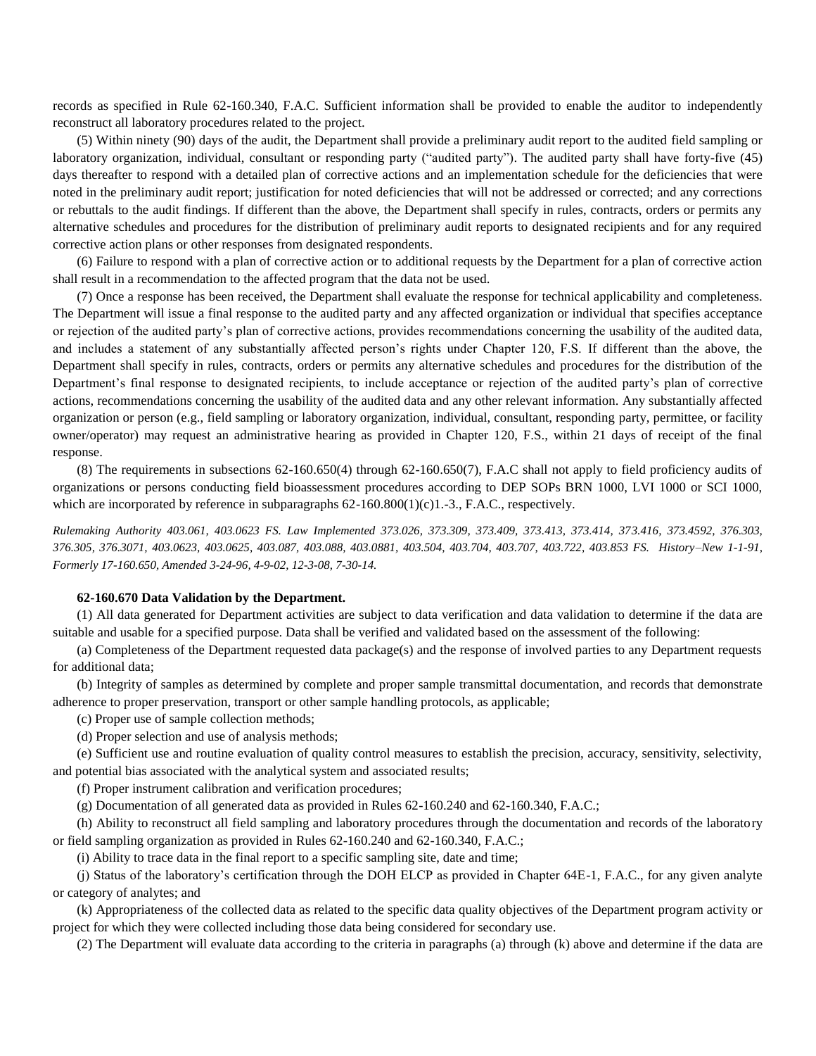records as specified in Rule 62-160.340, F.A.C. Sufficient information shall be provided to enable the auditor to independently reconstruct all laboratory procedures related to the project.

(5) Within ninety (90) days of the audit, the Department shall provide a preliminary audit report to the audited field sampling or laboratory organization, individual, consultant or responding party ("audited party"). The audited party shall have forty-five (45) days thereafter to respond with a detailed plan of corrective actions and an implementation schedule for the deficiencies that were noted in the preliminary audit report; justification for noted deficiencies that will not be addressed or corrected; and any corrections or rebuttals to the audit findings. If different than the above, the Department shall specify in rules, contracts, orders or permits any alternative schedules and procedures for the distribution of preliminary audit reports to designated recipients and for any required corrective action plans or other responses from designated respondents.

(6) Failure to respond with a plan of corrective action or to additional requests by the Department for a plan of corrective action shall result in a recommendation to the affected program that the data not be used.

(7) Once a response has been received, the Department shall evaluate the response for technical applicability and completeness. The Department will issue a final response to the audited party and any affected organization or individual that specifies acceptance or rejection of the audited party's plan of corrective actions, provides recommendations concerning the usability of the audited data, and includes a statement of any substantially affected person's rights under Chapter 120, F.S. If different than the above, the Department shall specify in rules, contracts, orders or permits any alternative schedules and procedures for the distribution of the Department's final response to designated recipients, to include acceptance or rejection of the audited party's plan of corrective actions, recommendations concerning the usability of the audited data and any other relevant information. Any substantially affected organization or person (e.g., field sampling or laboratory organization, individual, consultant, responding party, permittee, or facility owner/operator) may request an administrative hearing as provided in Chapter 120, F.S., within 21 days of receipt of the final response.

(8) The requirements in subsections 62-160.650(4) through 62-160.650(7), F.A.C shall not apply to field proficiency audits of organizations or persons conducting field bioassessment procedures according to DEP SOPs BRN 1000, LVI 1000 or SCI 1000, which are incorporated by reference in subparagraphs 62-160.800(1)(c)1.-3., F.A.C., respectively.

*Rulemaking Authority 403.061, 403.0623 FS. Law Implemented 373.026, 373.309, 373.409, 373.413, 373.414, 373.416, 373.4592, 376.303, 376.305, 376.3071, 403.0623, 403.0625, 403.087, 403.088, 403.0881, 403.504, 403.704, 403.707, 403.722, 403.853 FS. History–New 1-1-91, Formerly 17-160.650, Amended 3-24-96, 4-9-02, 12-3-08, 7-30-14.*

**62-160.670 Data Validation by the Department.**

(1) All data generated for Department activities are subject to data verification and data validation to determine if the data are suitable and usable for a specified purpose. Data shall be verified and validated based on the assessment of the following:

(a) Completeness of the Department requested data package(s) and the response of involved parties to any Department requests for additional data;

(b) Integrity of samples as determined by complete and proper sample transmittal documentation, and records that demonstrate adherence to proper preservation, transport or other sample handling protocols, as applicable;

(c) Proper use of sample collection methods;

(d) Proper selection and use of analysis methods;

(e) Sufficient use and routine evaluation of quality control measures to establish the precision, accuracy, sensitivity, selectivity, and potential bias associated with the analytical system and associated results;

(f) Proper instrument calibration and verification procedures;

(g) Documentation of all generated data as provided in Rules 62-160.240 and 62-160.340, F.A.C.;

(h) Ability to reconstruct all field sampling and laboratory procedures through the documentation and records of the laboratory or field sampling organization as provided in Rules 62-160.240 and 62-160.340, F.A.C.;

(i) Ability to trace data in the final report to a specific sampling site, date and time;

(j) Status of the laboratory's certification through the DOH ELCP as provided in Chapter 64E-1, F.A.C., for any given analyte or category of analytes; and

(k) Appropriateness of the collected data as related to the specific data quality objectives of the Department program activity or project for which they were collected including those data being considered for secondary use.

(2) The Department will evaluate data according to the criteria in paragraphs (a) through (k) above and determine if the data are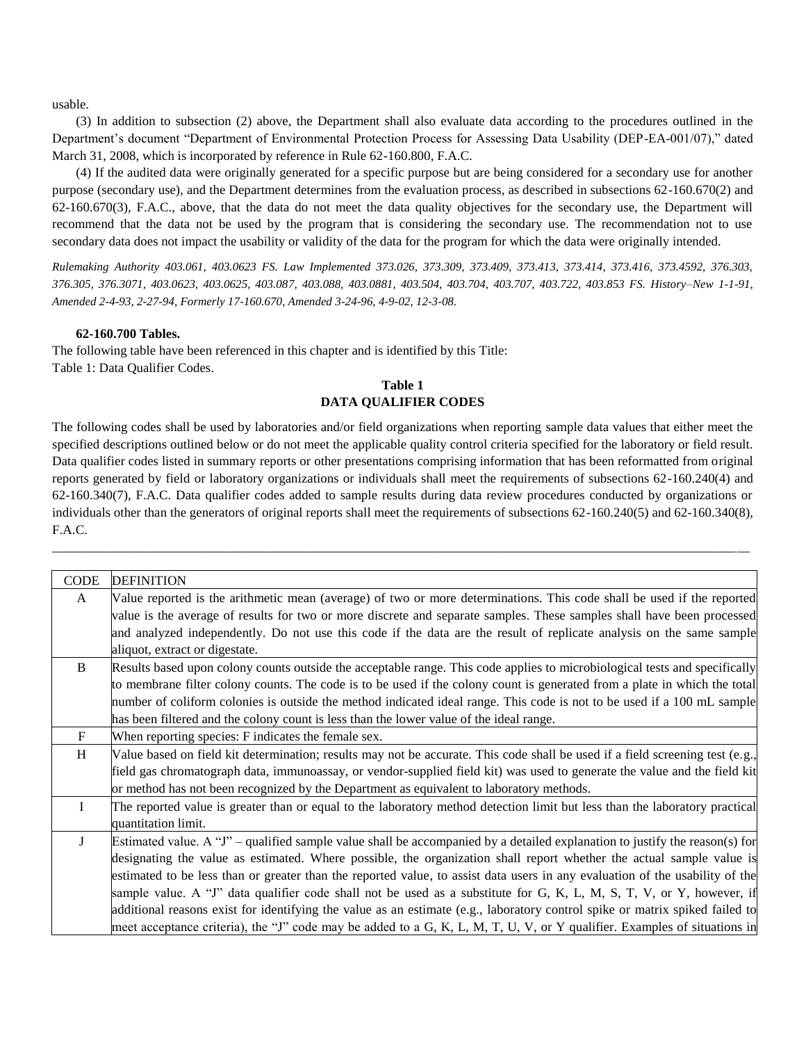usable.

(3) In addition to subsection (2) above, the Department shall also evaluate data according to the procedures outlined in the Department's document "Department of Environmental Protection Process for Assessing Data Usability (DEP-EA-001/07)," dated March 31, 2008, which is incorporated by reference in Rule 62-160.800, F.A.C.

(4) If the audited data were originally generated for a specific purpose but are being considered for a secondary use for another purpose (secondary use), and the Department determines from the evaluation process, as described in subsections 62-160.670(2) and 62-160.670(3), F.A.C., above, that the data do not meet the data quality objectives for the secondary use, the Department will recommend that the data not be used by the program that is considering the secondary use. The recommendation not to use secondary data does not impact the usability or validity of the data for the program for which the data were originally intended.

*Rulemaking Authority 403.061, 403.0623 FS. Law Implemented 373.026, 373.309, 373.409, 373.413, 373.414, 373.416, 373.4592, 376.303, 376.305, 376.3071, 403.0623, 403.0625, 403.087, 403.088, 403.0881, 403.504, 403.704, 403.707, 403.722, 403.853 FS. History–New 1-1-91, Amended 2-4-93, 2-27-94, Formerly 17-160.670, Amended 3-24-96, 4-9-02, 12-3-08.*

**62-160.700 Tables.**

The following table have been referenced in this chapter and is identified by this Title:
Table 1: Data Qualifier Codes.

**Table 1**
**DATA QUALIFIER CODES**

The following codes shall be used by laboratories and/or field organizations when reporting sample data values that either meet the specified descriptions outlined below or do not meet the applicable quality control criteria specified for the laboratory or field result. Data qualifier codes listed in summary reports or other presentations comprising information that has been reformatted from original reports generated by field or laboratory organizations or individuals shall meet the requirements of subsections 62-160.240(4) and 62-160.340(7), F.A.C. Data qualifier codes added to sample results during data review procedures conducted by organizations or individuals other than the generators of original reports shall meet the requirements of subsections 62-160.240(5) and 62-160.340(8), F.A.C.

---

| CODE | DEFINITION |
|---|---|
| A | Value reported is the arithmetic mean (average) of two or more determinations. This code shall be used if the reported value is the average of results for two or more discrete and separate samples. These samples shall have been processed and analyzed independently. Do not use this code if the data are the result of replicate analysis on the same sample aliquot, extract or digestate. |
| B | Results based upon colony counts outside the acceptable range. This code applies to microbiological tests and specifically to membrane filter colony counts. The code is to be used if the colony count is generated from a plate in which the total number of coliform colonies is outside the method indicated ideal range. This code is not to be used if a 100 mL sample has been filtered and the colony count is less than the lower value of the ideal range. |
| F | When reporting species: F indicates the female sex. |
| H | Value based on field kit determination; results may not be accurate. This code shall be used if a field screening test (e.g., field gas chromatograph data, immunoassay, or vendor-supplied field kit) was used to generate the value and the field kit or method has not been recognized by the Department as equivalent to laboratory methods. |
| I | The reported value is greater than or equal to the laboratory method detection limit but less than the laboratory practical quantitation limit. |
| J | Estimated value. A "J" – qualified sample value shall be accompanied by a detailed explanation to justify the reason(s) for designating the value as estimated. Where possible, the organization shall report whether the actual sample value is estimated to be less than or greater than the reported value, to assist data users in any evaluation of the usability of the sample value. A "J" data qualifier code shall not be used as a substitute for G, K, L, M, S, T, V, or Y, however, if additional reasons exist for identifying the value as an estimate (e.g., laboratory control spike or matrix spiked failed to meet acceptance criteria), the "J" code may be added to a G, K, L, M, T, U, V, or Y qualifier. Examples of situations in |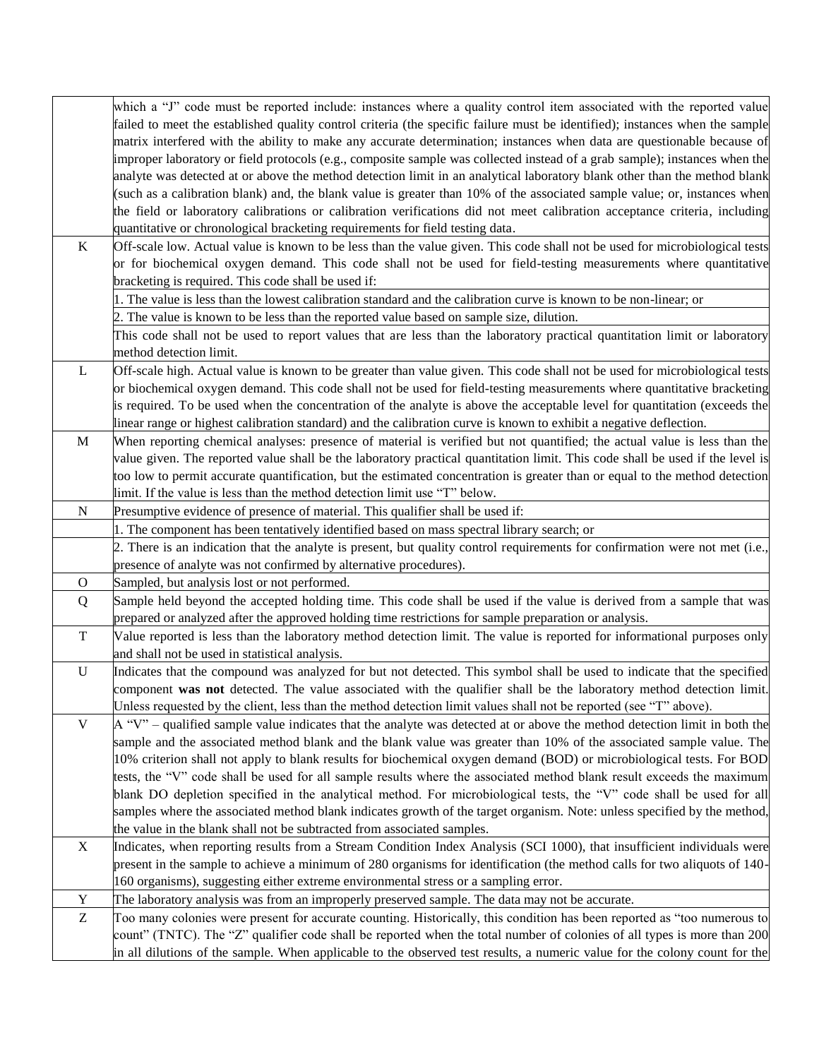| | |
|---|---|
| | which a "J" code must be reported include: instances where a quality control item associated with the reported value failed to meet the established quality control criteria (the specific failure must be identified); instances when the sample matrix interfered with the ability to make any accurate determination; instances when data are questionable because of improper laboratory or field protocols (e.g., composite sample was collected instead of a grab sample); instances when the analyte was detected at or above the method detection limit in an analytical laboratory blank other than the method blank (such as a calibration blank) and, the blank value is greater than 10% of the associated sample value; or, instances when the field or laboratory calibrations or calibration verifications did not meet calibration acceptance criteria, including quantitative or chronological bracketing requirements for field testing data. |
| K | Off-scale low. Actual value is known to be less than the value given. This code shall not be used for microbiological tests or for biochemical oxygen demand. This code shall not be used for field-testing measurements where quantitative bracketing is required. This code shall be used if: |
| | 1. The value is less than the lowest calibration standard and the calibration curve is known to be non-linear; or |
| | 2. The value is known to be less than the reported value based on sample size, dilution. |
| | This code shall not be used to report values that are less than the laboratory practical quantitation limit or laboratory method detection limit. |
| L | Off-scale high. Actual value is known to be greater than value given. This code shall not be used for microbiological tests or biochemical oxygen demand. This code shall not be used for field-testing measurements where quantitative bracketing is required. To be used when the concentration of the analyte is above the acceptable level for quantitation (exceeds the linear range or highest calibration standard) and the calibration curve is known to exhibit a negative deflection. |
| M | When reporting chemical analyses: presence of material is verified but not quantified; the actual value is less than the value given. The reported value shall be the laboratory practical quantitation limit. This code shall be used if the level is too low to permit accurate quantification, but the estimated concentration is greater than or equal to the method detection limit. If the value is less than the method detection limit use "T" below. |
| N | Presumptive evidence of presence of material. This qualifier shall be used if: |
| | 1. The component has been tentatively identified based on mass spectral library search; or |
| | 2. There is an indication that the analyte is present, but quality control requirements for confirmation were not met (i.e., presence of analyte was not confirmed by alternative procedures). |
| O | Sampled, but analysis lost or not performed. |
| Q | Sample held beyond the accepted holding time. This code shall be used if the value is derived from a sample that was prepared or analyzed after the approved holding time restrictions for sample preparation or analysis. |
| T | Value reported is less than the laboratory method detection limit. The value is reported for informational purposes only and shall not be used in statistical analysis. |
| U | Indicates that the compound was analyzed for but not detected. This symbol shall be used to indicate that the specified component **was not** detected. The value associated with the qualifier shall be the laboratory method detection limit. Unless requested by the client, less than the method detection limit values shall not be reported (see "T" above). |
| V | A "V" – qualified sample value indicates that the analyte was detected at or above the method detection limit in both the sample and the associated method blank and the blank value was greater than 10% of the associated sample value. The 10% criterion shall not apply to blank results for biochemical oxygen demand (BOD) or microbiological tests. For BOD tests, the "V" code shall be used for all sample results where the associated method blank result exceeds the maximum blank DO depletion specified in the analytical method. For microbiological tests, the "V" code shall be used for all samples where the associated method blank indicates growth of the target organism. Note: unless specified by the method, the value in the blank shall not be subtracted from associated samples. |
| X | Indicates, when reporting results from a Stream Condition Index Analysis (SCI 1000), that insufficient individuals were present in the sample to achieve a minimum of 280 organisms for identification (the method calls for two aliquots of 140-160 organisms), suggesting either extreme environmental stress or a sampling error. |
| Y | The laboratory analysis was from an improperly preserved sample. The data may not be accurate. |
| Z | Too many colonies were present for accurate counting. Historically, this condition has been reported as "too numerous to count" (TNTC). The "Z" qualifier code shall be reported when the total number of colonies of all types is more than 200 in all dilutions of the sample. When applicable to the observed test results, a numeric value for the colony count for the |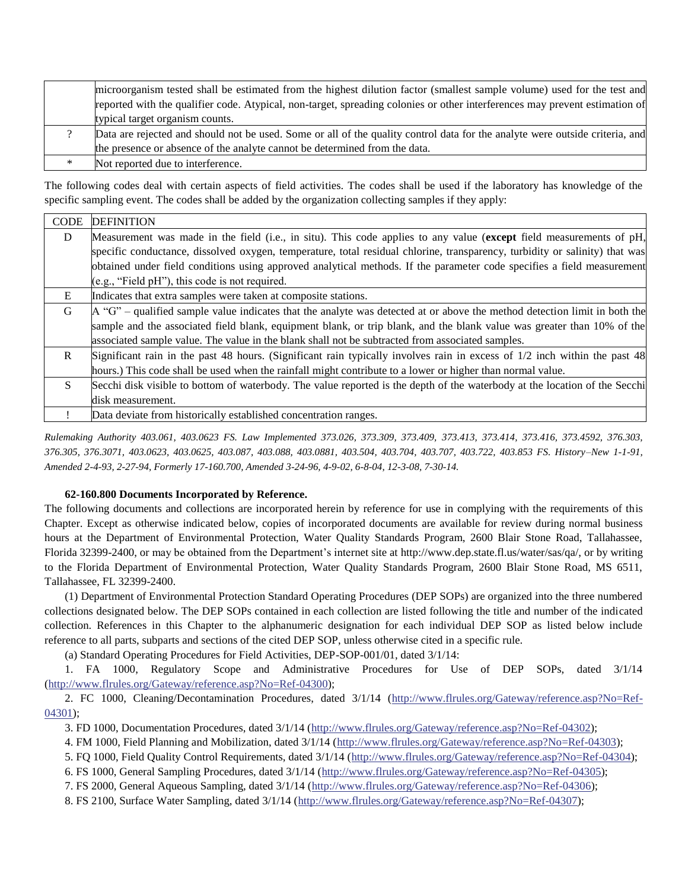| | |
|---|---|
| | microorganism tested shall be estimated from the highest dilution factor (smallest sample volume) used for the test and reported with the qualifier code. Atypical, non-target, spreading colonies or other interferences may prevent estimation of typical target organism counts. |
| ? | Data are rejected and should not be used. Some or all of the quality control data for the analyte were outside criteria, and the presence or absence of the analyte cannot be determined from the data. |
| * | Not reported due to interference. |

The following codes deal with certain aspects of field activities. The codes shall be used if the laboratory has knowledge of the specific sampling event. The codes shall be added by the organization collecting samples if they apply:

| CODE | DEFINITION |
|---|---|
| D | Measurement was made in the field (i.e., in situ). This code applies to any value (**except** field measurements of pH, specific conductance, dissolved oxygen, temperature, total residual chlorine, transparency, turbidity or salinity) that was obtained under field conditions using approved analytical methods. If the parameter code specifies a field measurement (e.g., "Field pH"), this code is not required. |
| E | Indicates that extra samples were taken at composite stations. |
| G | A "G" – qualified sample value indicates that the analyte was detected at or above the method detection limit in both the sample and the associated field blank, equipment blank, or trip blank, and the blank value was greater than 10% of the associated sample value. The value in the blank shall not be subtracted from associated samples. |
| R | Significant rain in the past 48 hours. (Significant rain typically involves rain in excess of 1/2 inch within the past 48 hours.) This code shall be used when the rainfall might contribute to a lower or higher than normal value. |
| S | Secchi disk visible to bottom of waterbody. The value reported is the depth of the waterbody at the location of the Secchi disk measurement. |
| ! | Data deviate from historically established concentration ranges. |

*Rulemaking Authority 403.061, 403.0623 FS. Law Implemented 373.026, 373.309, 373.409, 373.413, 373.414, 373.416, 373.4592, 376.303, 376.305, 376.3071, 403.0623, 403.0625, 403.087, 403.088, 403.0881, 403.504, 403.704, 403.707, 403.722, 403.853 FS. History–New 1-1-91, Amended 2-4-93, 2-27-94, Formerly 17-160.700, Amended 3-24-96, 4-9-02, 6-8-04, 12-3-08, 7-30-14.*

**62-160.800 Documents Incorporated by Reference.**

The following documents and collections are incorporated herein by reference for use in complying with the requirements of this Chapter. Except as otherwise indicated below, copies of incorporated documents are available for review during normal business hours at the Department of Environmental Protection, Water Quality Standards Program, 2600 Blair Stone Road, Tallahassee, Florida 32399-2400, or may be obtained from the Department's internet site at http://www.dep.state.fl.us/water/sas/qa/, or by writing to the Florida Department of Environmental Protection, Water Quality Standards Program, 2600 Blair Stone Road, MS 6511, Tallahassee, FL 32399-2400.

(1) Department of Environmental Protection Standard Operating Procedures (DEP SOPs) are organized into the three numbered collections designated below. The DEP SOPs contained in each collection are listed following the title and number of the indicated collection. References in this Chapter to the alphanumeric designation for each individual DEP SOP as listed below include reference to all parts, subparts and sections of the cited DEP SOP, unless otherwise cited in a specific rule.

(a) Standard Operating Procedures for Field Activities, DEP-SOP-001/01, dated 3/1/14:

1. FA 1000, Regulatory Scope and Administrative Procedures for Use of DEP SOPs, dated 3/1/14 (http://www.flrules.org/Gateway/reference.asp?No=Ref-04300);

2. FC 1000, Cleaning/Decontamination Procedures, dated 3/1/14 (http://www.flrules.org/Gateway/reference.asp?No=Ref-04301);

3. FD 1000, Documentation Procedures, dated 3/1/14 (http://www.flrules.org/Gateway/reference.asp?No=Ref-04302);

4. FM 1000, Field Planning and Mobilization, dated 3/1/14 (http://www.flrules.org/Gateway/reference.asp?No=Ref-04303);

5. FQ 1000, Field Quality Control Requirements, dated 3/1/14 (http://www.flrules.org/Gateway/reference.asp?No=Ref-04304);

6. FS 1000, General Sampling Procedures, dated 3/1/14 (http://www.flrules.org/Gateway/reference.asp?No=Ref-04305);

7. FS 2000, General Aqueous Sampling, dated 3/1/14 (http://www.flrules.org/Gateway/reference.asp?No=Ref-04306);

8. FS 2100, Surface Water Sampling, dated 3/1/14 (http://www.flrules.org/Gateway/reference.asp?No=Ref-04307);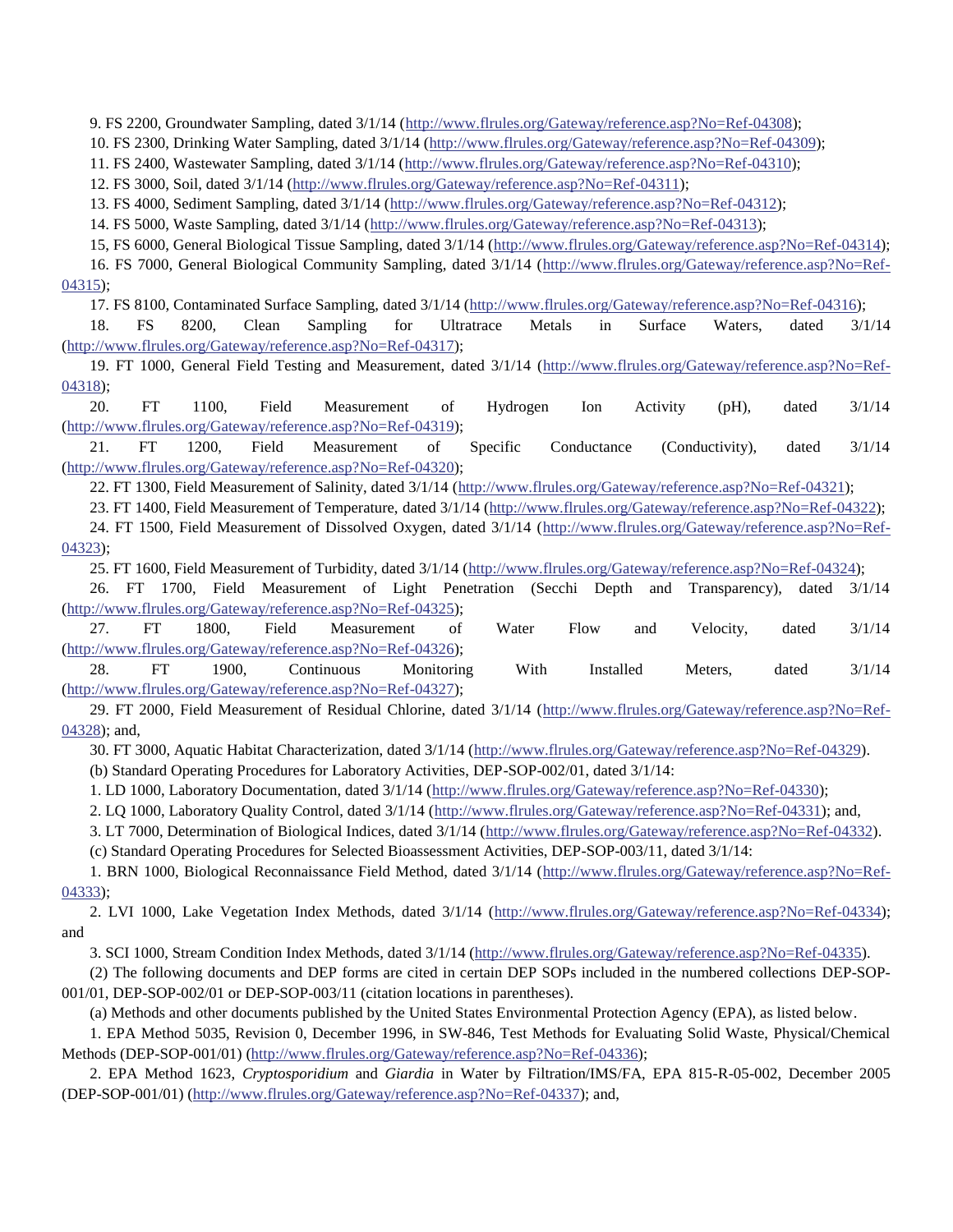9. FS 2200, Groundwater Sampling, dated 3/1/14 (http://www.flrules.org/Gateway/reference.asp?No=Ref-04308);

10. FS 2300, Drinking Water Sampling, dated 3/1/14 (http://www.flrules.org/Gateway/reference.asp?No=Ref-04309);

11. FS 2400, Wastewater Sampling, dated 3/1/14 (http://www.flrules.org/Gateway/reference.asp?No=Ref-04310);

12. FS 3000, Soil, dated 3/1/14 (http://www.flrules.org/Gateway/reference.asp?No=Ref-04311);

13. FS 4000, Sediment Sampling, dated 3/1/14 (http://www.flrules.org/Gateway/reference.asp?No=Ref-04312);

14. FS 5000, Waste Sampling, dated 3/1/14 (http://www.flrules.org/Gateway/reference.asp?No=Ref-04313);

15, FS 6000, General Biological Tissue Sampling, dated 3/1/14 (http://www.flrules.org/Gateway/reference.asp?No=Ref-04314);

16. FS 7000, General Biological Community Sampling, dated 3/1/14 (http://www.flrules.org/Gateway/reference.asp?No=Ref-04315);

17. FS 8100, Contaminated Surface Sampling, dated 3/1/14 (http://www.flrules.org/Gateway/reference.asp?No=Ref-04316);

18. FS 8200, Clean Sampling for Ultratrace Metals in Surface Waters, dated 3/1/14 (http://www.flrules.org/Gateway/reference.asp?No=Ref-04317);

19. FT 1000, General Field Testing and Measurement, dated 3/1/14 (http://www.flrules.org/Gateway/reference.asp?No=Ref-04318);

20. FT 1100, Field Measurement of Hydrogen Ion Activity (pH), dated 3/1/14 (http://www.flrules.org/Gateway/reference.asp?No=Ref-04319);

21. FT 1200, Field Measurement of Specific Conductance (Conductivity), dated 3/1/14 (http://www.flrules.org/Gateway/reference.asp?No=Ref-04320);

22. FT 1300, Field Measurement of Salinity, dated 3/1/14 (http://www.flrules.org/Gateway/reference.asp?No=Ref-04321);

23. FT 1400, Field Measurement of Temperature, dated 3/1/14 (http://www.flrules.org/Gateway/reference.asp?No=Ref-04322);

24. FT 1500, Field Measurement of Dissolved Oxygen, dated 3/1/14 (http://www.flrules.org/Gateway/reference.asp?No=Ref-04323);

25. FT 1600, Field Measurement of Turbidity, dated 3/1/14 (http://www.flrules.org/Gateway/reference.asp?No=Ref-04324);

26. FT 1700, Field Measurement of Light Penetration (Secchi Depth and Transparency), dated 3/1/14 (http://www.flrules.org/Gateway/reference.asp?No=Ref-04325);

27. FT 1800, Field Measurement of Water Flow and Velocity, dated 3/1/14 (http://www.flrules.org/Gateway/reference.asp?No=Ref-04326);

28. FT 1900, Continuous Monitoring With Installed Meters, dated 3/1/14 (http://www.flrules.org/Gateway/reference.asp?No=Ref-04327);

29. FT 2000, Field Measurement of Residual Chlorine, dated 3/1/14 (http://www.flrules.org/Gateway/reference.asp?No=Ref-04328); and,

30. FT 3000, Aquatic Habitat Characterization, dated 3/1/14 (http://www.flrules.org/Gateway/reference.asp?No=Ref-04329).

(b) Standard Operating Procedures for Laboratory Activities, DEP-SOP-002/01, dated 3/1/14:

1. LD 1000, Laboratory Documentation, dated 3/1/14 (http://www.flrules.org/Gateway/reference.asp?No=Ref-04330);

2. LQ 1000, Laboratory Quality Control, dated 3/1/14 (http://www.flrules.org/Gateway/reference.asp?No=Ref-04331); and,

3. LT 7000, Determination of Biological Indices, dated 3/1/14 (http://www.flrules.org/Gateway/reference.asp?No=Ref-04332).

(c) Standard Operating Procedures for Selected Bioassessment Activities, DEP-SOP-003/11, dated 3/1/14:

1. BRN 1000, Biological Reconnaissance Field Method, dated 3/1/14 (http://www.flrules.org/Gateway/reference.asp?No=Ref-04333);

2. LVI 1000, Lake Vegetation Index Methods, dated 3/1/14 (http://www.flrules.org/Gateway/reference.asp?No=Ref-04334); and

3. SCI 1000, Stream Condition Index Methods, dated 3/1/14 (http://www.flrules.org/Gateway/reference.asp?No=Ref-04335).

(2) The following documents and DEP forms are cited in certain DEP SOPs included in the numbered collections DEP-SOP-001/01, DEP-SOP-002/01 or DEP-SOP-003/11 (citation locations in parentheses).

(a) Methods and other documents published by the United States Environmental Protection Agency (EPA), as listed below.

1. EPA Method 5035, Revision 0, December 1996, in SW-846, Test Methods for Evaluating Solid Waste, Physical/Chemical Methods (DEP-SOP-001/01) (http://www.flrules.org/Gateway/reference.asp?No=Ref-04336);

2. EPA Method 1623, *Cryptosporidium* and *Giardia* in Water by Filtration/IMS/FA, EPA 815-R-05-002, December 2005 (DEP-SOP-001/01) (http://www.flrules.org/Gateway/reference.asp?No=Ref-04337); and,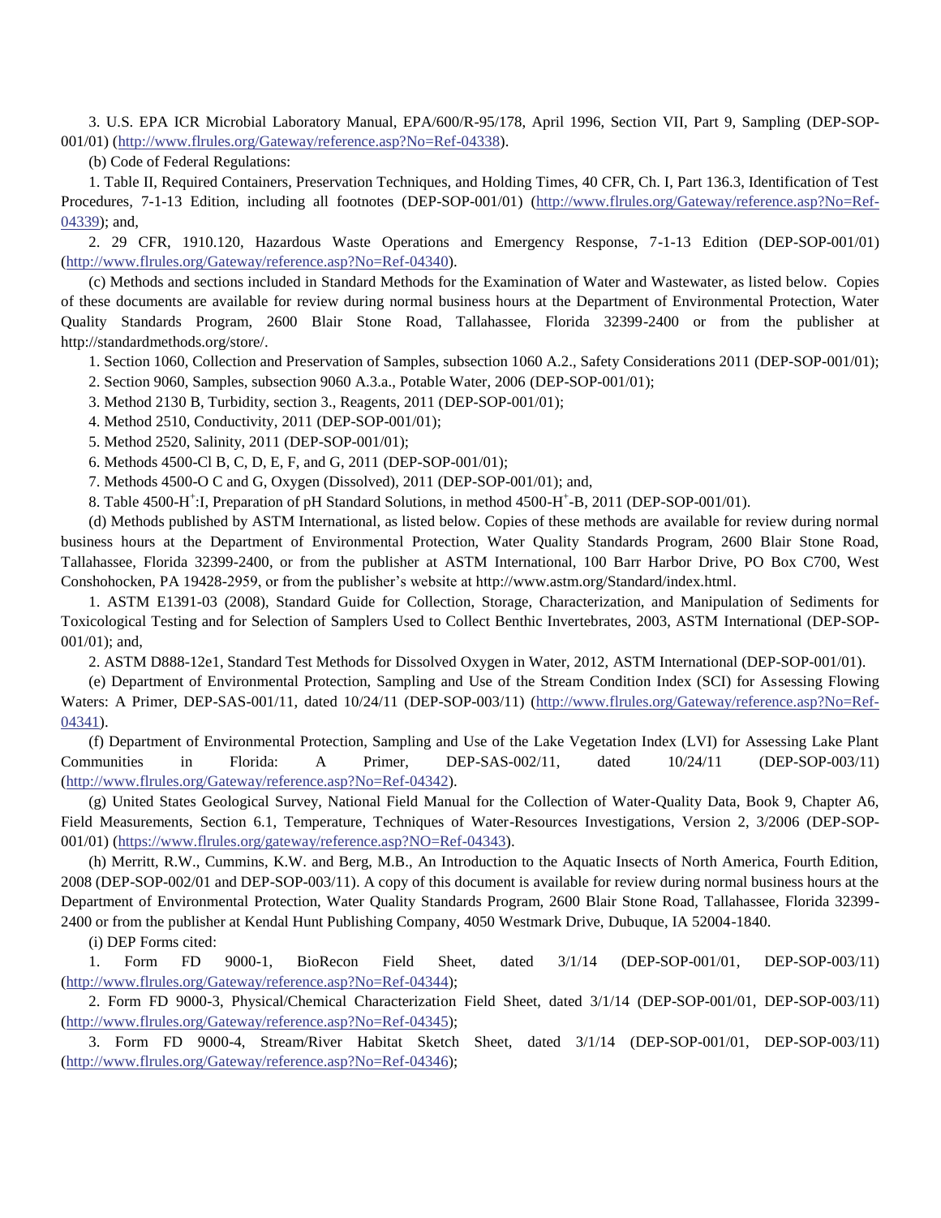3. U.S. EPA ICR Microbial Laboratory Manual, EPA/600/R-95/178, April 1996, Section VII, Part 9, Sampling (DEP-SOP-001/01) (http://www.flrules.org/Gateway/reference.asp?No=Ref-04338).

(b) Code of Federal Regulations:

1. Table II, Required Containers, Preservation Techniques, and Holding Times, 40 CFR, Ch. I, Part 136.3, Identification of Test Procedures, 7-1-13 Edition, including all footnotes (DEP-SOP-001/01) (http://www.flrules.org/Gateway/reference.asp?No=Ref-04339); and,

2. 29 CFR, 1910.120, Hazardous Waste Operations and Emergency Response, 7-1-13 Edition (DEP-SOP-001/01) (http://www.flrules.org/Gateway/reference.asp?No=Ref-04340).

(c) Methods and sections included in Standard Methods for the Examination of Water and Wastewater, as listed below. Copies of these documents are available for review during normal business hours at the Department of Environmental Protection, Water Quality Standards Program, 2600 Blair Stone Road, Tallahassee, Florida 32399-2400 or from the publisher at http://standardmethods.org/store/.

1. Section 1060, Collection and Preservation of Samples, subsection 1060 A.2., Safety Considerations 2011 (DEP-SOP-001/01);

2. Section 9060, Samples, subsection 9060 A.3.a., Potable Water, 2006 (DEP-SOP-001/01);

3. Method 2130 B, Turbidity, section 3., Reagents, 2011 (DEP-SOP-001/01);

4. Method 2510, Conductivity, 2011 (DEP-SOP-001/01);

5. Method 2520, Salinity, 2011 (DEP-SOP-001/01);

6. Methods 4500-Cl B, C, D, E, F, and G, 2011 (DEP-SOP-001/01);

7. Methods 4500-O C and G, Oxygen (Dissolved), 2011 (DEP-SOP-001/01); and,

8. Table 4500-$H^+$:I, Preparation of pH Standard Solutions, in method 4500-$H^+$-B, 2011 (DEP-SOP-001/01).

(d) Methods published by ASTM International, as listed below. Copies of these methods are available for review during normal business hours at the Department of Environmental Protection, Water Quality Standards Program, 2600 Blair Stone Road, Tallahassee, Florida 32399-2400, or from the publisher at ASTM International, 100 Barr Harbor Drive, PO Box C700, West Conshohocken, PA 19428-2959, or from the publisher's website at http://www.astm.org/Standard/index.html.

1. ASTM E1391-03 (2008), Standard Guide for Collection, Storage, Characterization, and Manipulation of Sediments for Toxicological Testing and for Selection of Samplers Used to Collect Benthic Invertebrates, 2003, ASTM International (DEP-SOP-001/01); and,

2. ASTM D888-12e1, Standard Test Methods for Dissolved Oxygen in Water, 2012, ASTM International (DEP-SOP-001/01).

(e) Department of Environmental Protection, Sampling and Use of the Stream Condition Index (SCI) for Assessing Flowing Waters: A Primer, DEP-SAS-001/11, dated 10/24/11 (DEP-SOP-003/11) (http://www.flrules.org/Gateway/reference.asp?No=Ref-04341).

(f) Department of Environmental Protection, Sampling and Use of the Lake Vegetation Index (LVI) for Assessing Lake Plant Communities in Florida: A Primer, DEP-SAS-002/11, dated 10/24/11 (DEP-SOP-003/11) (http://www.flrules.org/Gateway/reference.asp?No=Ref-04342).

(g) United States Geological Survey, National Field Manual for the Collection of Water-Quality Data, Book 9, Chapter A6, Field Measurements, Section 6.1, Temperature, Techniques of Water-Resources Investigations, Version 2, 3/2006 (DEP-SOP-001/01) (https://www.flrules.org/gateway/reference.asp?NO=Ref-04343).

(h) Merritt, R.W., Cummins, K.W. and Berg, M.B., An Introduction to the Aquatic Insects of North America, Fourth Edition, 2008 (DEP-SOP-002/01 and DEP-SOP-003/11). A copy of this document is available for review during normal business hours at the Department of Environmental Protection, Water Quality Standards Program, 2600 Blair Stone Road, Tallahassee, Florida 32399-2400 or from the publisher at Kendal Hunt Publishing Company, 4050 Westmark Drive, Dubuque, IA 52004-1840.

(i) DEP Forms cited:

1. Form FD 9000-1, BioRecon Field Sheet, dated 3/1/14 (DEP-SOP-001/01, DEP-SOP-003/11) (http://www.flrules.org/Gateway/reference.asp?No=Ref-04344);

2. Form FD 9000-3, Physical/Chemical Characterization Field Sheet, dated 3/1/14 (DEP-SOP-001/01, DEP-SOP-003/11) (http://www.flrules.org/Gateway/reference.asp?No=Ref-04345);

3. Form FD 9000-4, Stream/River Habitat Sketch Sheet, dated 3/1/14 (DEP-SOP-001/01, DEP-SOP-003/11) (http://www.flrules.org/Gateway/reference.asp?No=Ref-04346);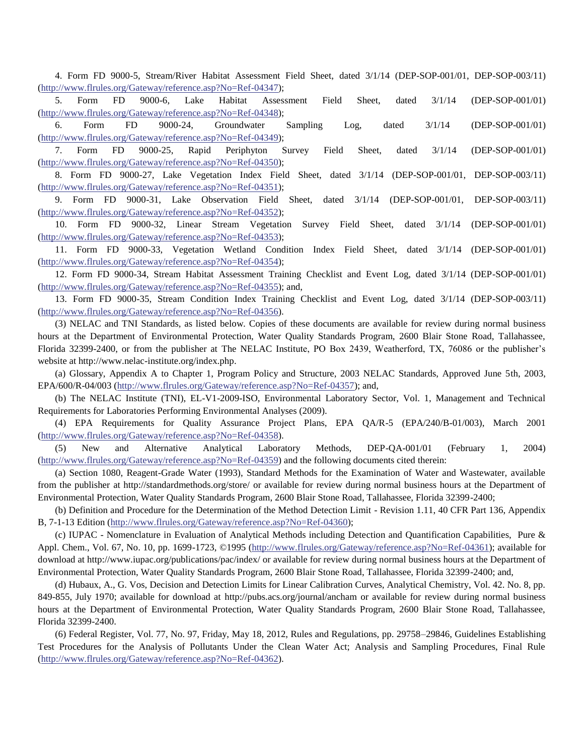4. Form FD 9000-5, Stream/River Habitat Assessment Field Sheet, dated 3/1/14 (DEP-SOP-001/01, DEP-SOP-003/11) (http://www.flrules.org/Gateway/reference.asp?No=Ref-04347);

5. Form FD 9000-6, Lake Habitat Assessment Field Sheet, dated 3/1/14 (DEP-SOP-001/01) (http://www.flrules.org/Gateway/reference.asp?No=Ref-04348);

6. Form FD 9000-24, Groundwater Sampling Log, dated 3/1/14 (DEP-SOP-001/01) (http://www.flrules.org/Gateway/reference.asp?No=Ref-04349);

7. Form FD 9000-25, Rapid Periphyton Survey Field Sheet, dated 3/1/14 (DEP-SOP-001/01) (http://www.flrules.org/Gateway/reference.asp?No=Ref-04350);

8. Form FD 9000-27, Lake Vegetation Index Field Sheet, dated 3/1/14 (DEP-SOP-001/01, DEP-SOP-003/11) (http://www.flrules.org/Gateway/reference.asp?No=Ref-04351);

9. Form FD 9000-31, Lake Observation Field Sheet, dated 3/1/14 (DEP-SOP-001/01, DEP-SOP-003/11) (http://www.flrules.org/Gateway/reference.asp?No=Ref-04352);

10. Form FD 9000-32, Linear Stream Vegetation Survey Field Sheet, dated 3/1/14 (DEP-SOP-001/01) (http://www.flrules.org/Gateway/reference.asp?No=Ref-04353);

11. Form FD 9000-33, Vegetation Wetland Condition Index Field Sheet, dated 3/1/14 (DEP-SOP-001/01) (http://www.flrules.org/Gateway/reference.asp?No=Ref-04354);

12. Form FD 9000-34, Stream Habitat Assessment Training Checklist and Event Log, dated 3/1/14 (DEP-SOP-001/01) (http://www.flrules.org/Gateway/reference.asp?No=Ref-04355); and,

13. Form FD 9000-35, Stream Condition Index Training Checklist and Event Log, dated 3/1/14 (DEP-SOP-003/11) (http://www.flrules.org/Gateway/reference.asp?No=Ref-04356).

(3) NELAC and TNI Standards, as listed below. Copies of these documents are available for review during normal business hours at the Department of Environmental Protection, Water Quality Standards Program, 2600 Blair Stone Road, Tallahassee, Florida 32399-2400, or from the publisher at The NELAC Institute, PO Box 2439, Weatherford, TX, 76086 or the publisher's website at http://www.nelac-institute.org/index.php.

(a) Glossary, Appendix A to Chapter 1, Program Policy and Structure, 2003 NELAC Standards, Approved June 5th, 2003, EPA/600/R-04/003 (http://www.flrules.org/Gateway/reference.asp?No=Ref-04357); and,

(b) The NELAC Institute (TNI), EL-V1-2009-ISO, Environmental Laboratory Sector, Vol. 1, Management and Technical Requirements for Laboratories Performing Environmental Analyses (2009).

(4) EPA Requirements for Quality Assurance Project Plans, EPA QA/R-5 (EPA/240/B-01/003), March 2001 (http://www.flrules.org/Gateway/reference.asp?No=Ref-04358).

(5) New and Alternative Analytical Laboratory Methods, DEP-QA-001/01 (February 1, 2004) (http://www.flrules.org/Gateway/reference.asp?No=Ref-04359) and the following documents cited therein:

(a) Section 1080, Reagent-Grade Water (1993), Standard Methods for the Examination of Water and Wastewater, available from the publisher at http://standardmethods.org/store/ or available for review during normal business hours at the Department of Environmental Protection, Water Quality Standards Program, 2600 Blair Stone Road, Tallahassee, Florida 32399-2400;

(b) Definition and Procedure for the Determination of the Method Detection Limit - Revision 1.11, 40 CFR Part 136, Appendix B, 7-1-13 Edition (http://www.flrules.org/Gateway/reference.asp?No=Ref-04360);

(c) IUPAC - Nomenclature in Evaluation of Analytical Methods including Detection and Quantification Capabilities, Pure & Appl. Chem., Vol. 67, No. 10, pp. 1699-1723, ©1995 (http://www.flrules.org/Gateway/reference.asp?No=Ref-04361); available for download at http://www.iupac.org/publications/pac/index/ or available for review during normal business hours at the Department of Environmental Protection, Water Quality Standards Program, 2600 Blair Stone Road, Tallahassee, Florida 32399-2400; and,

(d) Hubaux, A., G. Vos, Decision and Detection Limits for Linear Calibration Curves, Analytical Chemistry, Vol. 42. No. 8, pp. 849-855, July 1970; available for download at http://pubs.acs.org/journal/ancham or available for review during normal business hours at the Department of Environmental Protection, Water Quality Standards Program, 2600 Blair Stone Road, Tallahassee, Florida 32399-2400.

(6) Federal Register, Vol. 77, No. 97, Friday, May 18, 2012, Rules and Regulations, pp. 29758–29846, Guidelines Establishing Test Procedures for the Analysis of Pollutants Under the Clean Water Act; Analysis and Sampling Procedures, Final Rule (http://www.flrules.org/Gateway/reference.asp?No=Ref-04362).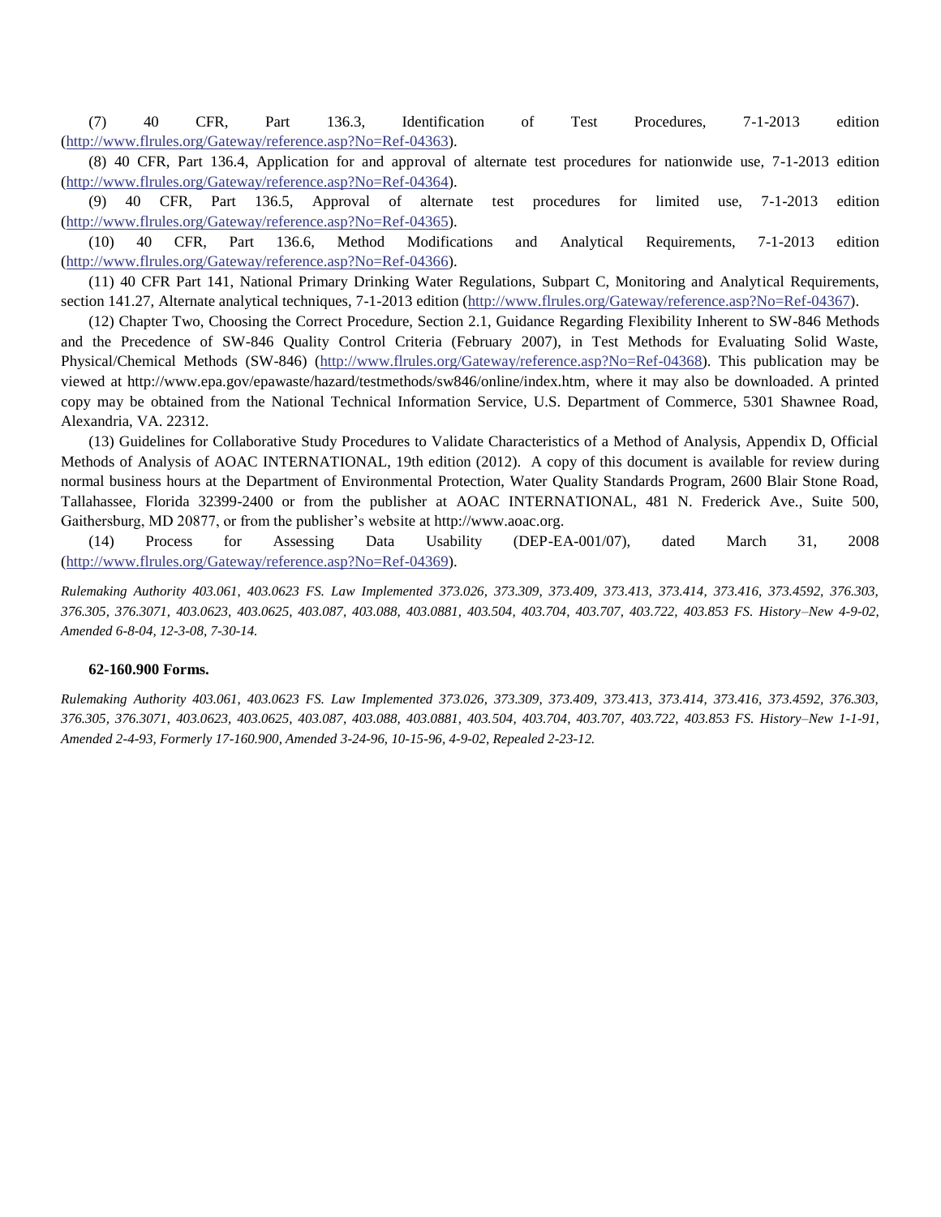(7) 40 CFR, Part 136.3, Identification of Test Procedures, 7-1-2013 edition (http://www.flrules.org/Gateway/reference.asp?No=Ref-04363).

(8) 40 CFR, Part 136.4, Application for and approval of alternate test procedures for nationwide use, 7-1-2013 edition (http://www.flrules.org/Gateway/reference.asp?No=Ref-04364).

(9) 40 CFR, Part 136.5, Approval of alternate test procedures for limited use, 7-1-2013 edition (http://www.flrules.org/Gateway/reference.asp?No=Ref-04365).

(10) 40 CFR, Part 136.6, Method Modifications and Analytical Requirements, 7-1-2013 edition (http://www.flrules.org/Gateway/reference.asp?No=Ref-04366).

(11) 40 CFR Part 141, National Primary Drinking Water Regulations, Subpart C, Monitoring and Analytical Requirements, section 141.27, Alternate analytical techniques, 7-1-2013 edition (http://www.flrules.org/Gateway/reference.asp?No=Ref-04367).

(12) Chapter Two, Choosing the Correct Procedure, Section 2.1, Guidance Regarding Flexibility Inherent to SW-846 Methods and the Precedence of SW-846 Quality Control Criteria (February 2007), in Test Methods for Evaluating Solid Waste, Physical/Chemical Methods (SW-846) (http://www.flrules.org/Gateway/reference.asp?No=Ref-04368). This publication may be viewed at http://www.epa.gov/epawaste/hazard/testmethods/sw846/online/index.htm, where it may also be downloaded. A printed copy may be obtained from the National Technical Information Service, U.S. Department of Commerce, 5301 Shawnee Road, Alexandria, VA. 22312.

(13) Guidelines for Collaborative Study Procedures to Validate Characteristics of a Method of Analysis, Appendix D, Official Methods of Analysis of AOAC INTERNATIONAL, 19th edition (2012). A copy of this document is available for review during normal business hours at the Department of Environmental Protection, Water Quality Standards Program, 2600 Blair Stone Road, Tallahassee, Florida 32399-2400 or from the publisher at AOAC INTERNATIONAL, 481 N. Frederick Ave., Suite 500, Gaithersburg, MD 20877, or from the publisher's website at http://www.aoac.org.

(14) Process for Assessing Data Usability (DEP-EA-001/07), dated March 31, 2008 (http://www.flrules.org/Gateway/reference.asp?No=Ref-04369).

*Rulemaking Authority 403.061, 403.0623 FS. Law Implemented 373.026, 373.309, 373.409, 373.413, 373.414, 373.416, 373.4592, 376.303, 376.305, 376.3071, 403.0623, 403.0625, 403.087, 403.088, 403.0881, 403.504, 403.704, 403.707, 403.722, 403.853 FS. History–New 4-9-02, Amended 6-8-04, 12-3-08, 7-30-14.*

**62-160.900 Forms.**

*Rulemaking Authority 403.061, 403.0623 FS. Law Implemented 373.026, 373.309, 373.409, 373.413, 373.414, 373.416, 373.4592, 376.303, 376.305, 376.3071, 403.0623, 403.0625, 403.087, 403.088, 403.0881, 403.504, 403.704, 403.707, 403.722, 403.853 FS. History–New 1-1-91, Amended 2-4-93, Formerly 17-160.900, Amended 3-24-96, 10-15-96, 4-9-02, Repealed 2-23-12.*